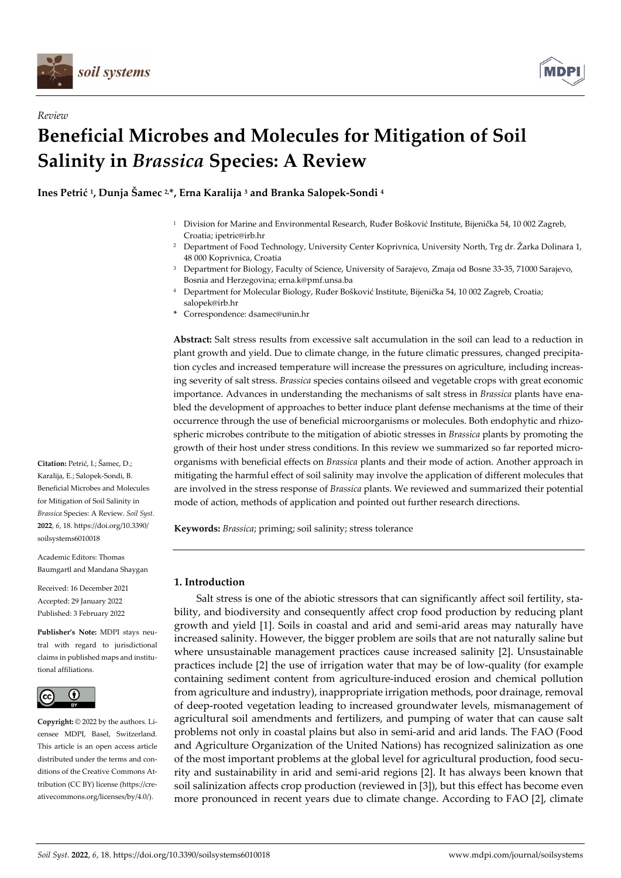*Review*

# Beneficial Microbes and Molecules for Mitigation of Soil Salinity in *Brassica* Species: A Review

**Ines Petrić [1], Dunja Šamec [2,*], Erna Karalija [3] and Branka Salopek-Sondi [4]**

[1] Division for Marine and Environmental Research, Ruđer Bošković Institute, Bijenička 54, 10 002 Zagreb, Croatia; ipetric@irb.hr
[2] Department of Food Technology, University Center Koprivnica, University North, Trg dr. Žarka Dolinara 1, 48 000 Koprivnica, Croatia
[3] Department for Biology, Faculty of Science, University of Sarajevo, Zmaja od Bosne 33-35, 71000 Sarajevo, Bosnia and Herzegovina; erna.k@pmf.unsa.ba
[4] Department for Molecular Biology, Ruđer Bošković Institute, Bijenička 54, 10 002 Zagreb, Croatia; salopek@irb.hr
* Correspondence: dsamec@unin.hr

**Abstract:** Salt stress results from excessive salt accumulation in the soil can lead to a reduction in plant growth and yield. Due to climate change, in the future climatic pressures, changed precipitation cycles and increased temperature will increase the pressures on agriculture, including increasing severity of salt stress. *Brassica* species contains oilseed and vegetable crops with great economic importance. Advances in understanding the mechanisms of salt stress in *Brassica* plants have enabled the development of approaches to better induce plant defense mechanisms at the time of their occurrence through the use of beneficial microorganisms or molecules. Both endophytic and rhizospheric microbes contribute to the mitigation of abiotic stresses in *Brassica* plants by promoting the growth of their host under stress conditions. In this review we summarized so far reported microorganisms with beneficial effects on *Brassica* plants and their mode of action. Another approach in mitigating the harmful effect of soil salinity may involve the application of different molecules that are involved in the stress response of *Brassica* plants. We reviewed and summarized their potential mode of action, methods of application and pointed out further research directions.

**Keywords:** *Brassica*; priming; soil salinity; stress tolerance

**Citation:** Petrić, I.; Šamec, D.; Karalija, E.; Salopek-Sondi, B. Beneficial Microbes and Molecules for Mitigation of Soil Salinity in *Brassica* Species: A Review. *Soil Syst.* **2022**, *6*, 18. https://doi.org/10.3390/soilsystems6010018

Academic Editors: Thomas Baumgartl and Mandana Shaygan

Received: 16 December 2021
Accepted: 29 January 2022
Published: 3 February 2022

**Publisher's Note:** MDPI stays neutral with regard to jurisdictional claims in published maps and institutional affiliations.

**Copyright:** © 2022 by the authors. Licensee MDPI, Basel, Switzerland. This article is an open access article distributed under the terms and conditions of the Creative Commons Attribution (CC BY) license (https://creativecommons.org/licenses/by/4.0/).

## 1. Introduction

Salt stress is one of the abiotic stressors that can significantly affect soil fertility, stability, and biodiversity and consequently affect crop food production by reducing plant growth and yield [1]. Soils in coastal and arid and semi-arid areas may naturally have increased salinity. However, the bigger problem are soils that are not naturally saline but where unsustainable management practices cause increased salinity [2]. Unsustainable practices include [2] the use of irrigation water that may be of low-quality (for example containing sediment content from agriculture-induced erosion and chemical pollution from agriculture and industry), inappropriate irrigation methods, poor drainage, removal of deep-rooted vegetation leading to increased groundwater levels, mismanagement of agricultural soil amendments and fertilizers, and pumping of water that can cause salt problems not only in coastal plains but also in semi-arid and arid lands. The FAO (Food and Agriculture Organization of the United Nations) has recognized salinization as one of the most important problems at the global level for agricultural production, food security and sustainability in arid and semi-arid regions [2]. It has always been known that soil salinization affects crop production (reviewed in [3]), but this effect has become even more pronounced in recent years due to climate change. According to FAO [2], climate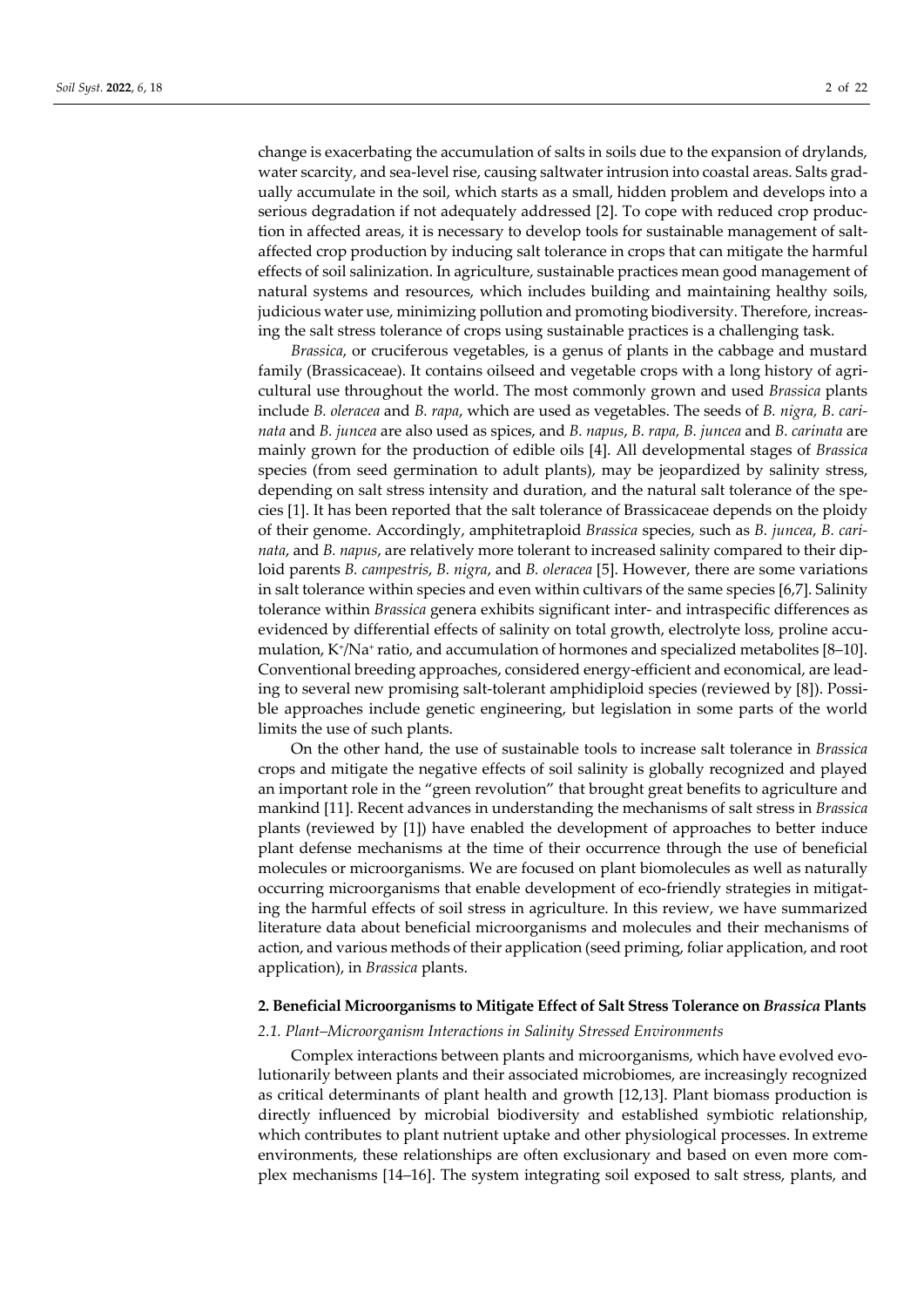change is exacerbating the accumulation of salts in soils due to the expansion of drylands, water scarcity, and sea-level rise, causing saltwater intrusion into coastal areas. Salts gradually accumulate in the soil, which starts as a small, hidden problem and develops into a serious degradation if not adequately addressed [2]. To cope with reduced crop production in affected areas, it is necessary to develop tools for sustainable management of salt-affected crop production by inducing salt tolerance in crops that can mitigate the harmful effects of soil salinization. In agriculture, sustainable practices mean good management of natural systems and resources, which includes building and maintaining healthy soils, judicious water use, minimizing pollution and promoting biodiversity. Therefore, increasing the salt stress tolerance of crops using sustainable practices is a challenging task.

*Brassica*, or cruciferous vegetables, is a genus of plants in the cabbage and mustard family (Brassicaceae). It contains oilseed and vegetable crops with a long history of agricultural use throughout the world. The most commonly grown and used *Brassica* plants include *B. oleracea* and *B. rapa*, which are used as vegetables. The seeds of *B. nigra, B. carinata* and *B. juncea* are also used as spices, and *B. napus*, *B. rapa, B. juncea* and *B. carinata* are mainly grown for the production of edible oils [4]. All developmental stages of *Brassica* species (from seed germination to adult plants), may be jeopardized by salinity stress, depending on salt stress intensity and duration, and the natural salt tolerance of the species [1]. It has been reported that the salt tolerance of Brassicaceae depends on the ploidy of their genome. Accordingly, amphitetraploid *Brassica* species, such as *B. juncea*, *B. carinata*, and *B. napus*, are relatively more tolerant to increased salinity compared to their diploid parents *B. campestris*, *B. nigra*, and *B. oleracea* [5]. However, there are some variations in salt tolerance within species and even within cultivars of the same species [6,7]. Salinity tolerance within *Brassica* genera exhibits significant inter- and intraspecific differences as evidenced by differential effects of salinity on total growth, electrolyte loss, proline accumulation, $K^+/Na^+$ ratio, and accumulation of hormones and specialized metabolites [8–10]. Conventional breeding approaches, considered energy-efficient and economical, are leading to several new promising salt-tolerant amphidiploid species (reviewed by [8]). Possible approaches include genetic engineering, but legislation in some parts of the world limits the use of such plants.

On the other hand, the use of sustainable tools to increase salt tolerance in *Brassica* crops and mitigate the negative effects of soil salinity is globally recognized and played an important role in the "green revolution" that brought great benefits to agriculture and mankind [11]. Recent advances in understanding the mechanisms of salt stress in *Brassica* plants (reviewed by [1]) have enabled the development of approaches to better induce plant defense mechanisms at the time of their occurrence through the use of beneficial molecules or microorganisms. We are focused on plant biomolecules as well as naturally occurring microorganisms that enable development of eco-friendly strategies in mitigating the harmful effects of soil stress in agriculture. In this review, we have summarized literature data about beneficial microorganisms and molecules and their mechanisms of action, and various methods of their application (seed priming, foliar application, and root application), in *Brassica* plants.

## 2. Beneficial Microorganisms to Mitigate Effect of Salt Stress Tolerance on *Brassica* Plants

### 2.1. Plant–Microorganism Interactions in Salinity Stressed Environments

Complex interactions between plants and microorganisms, which have evolved evolutionarily between plants and their associated microbiomes, are increasingly recognized as critical determinants of plant health and growth [12,13]. Plant biomass production is directly influenced by microbial biodiversity and established symbiotic relationship, which contributes to plant nutrient uptake and other physiological processes. In extreme environments, these relationships are often exclusionary and based on even more complex mechanisms [14–16]. The system integrating soil exposed to salt stress, plants, and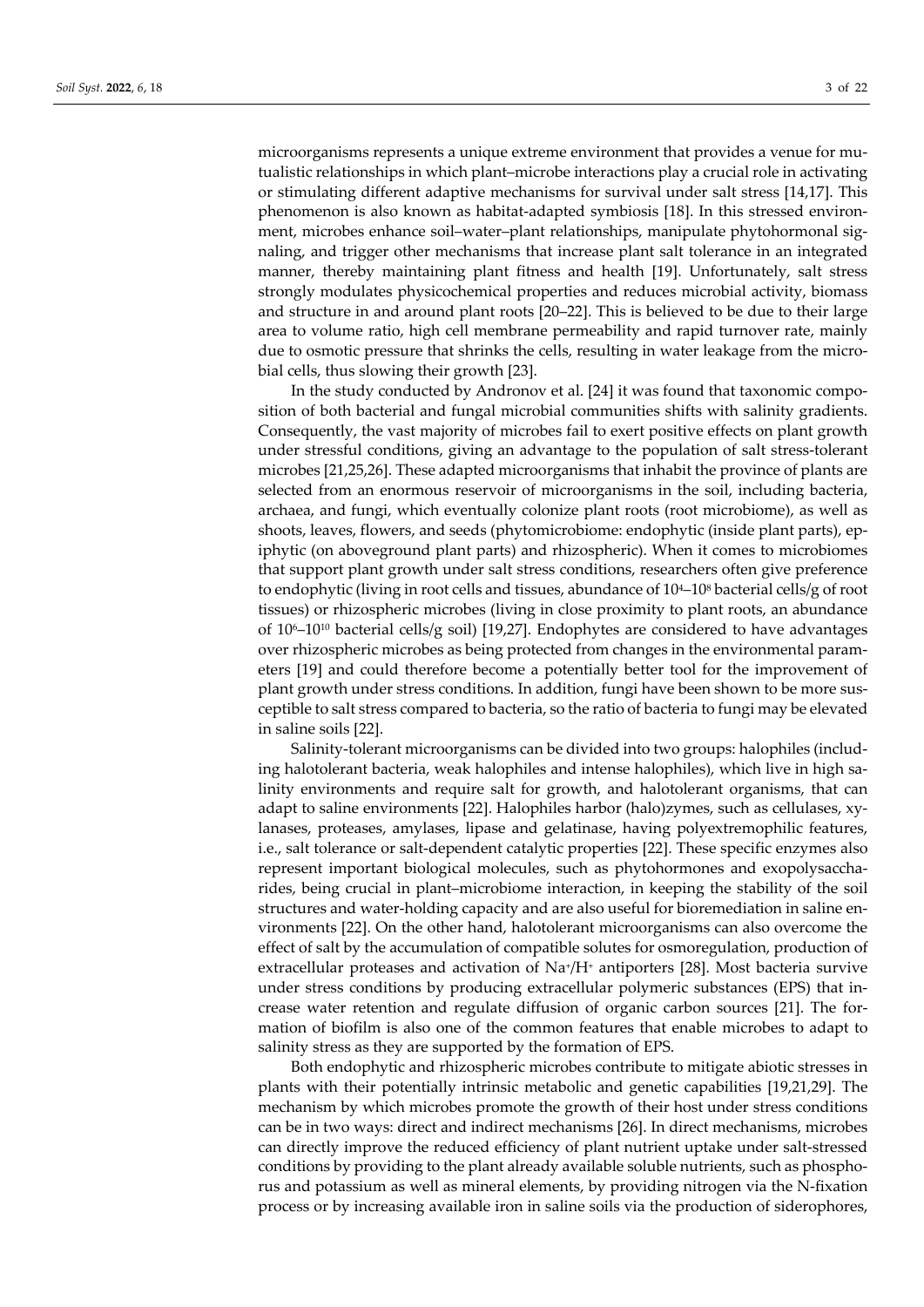microorganisms represents a unique extreme environment that provides a venue for mutualistic relationships in which plant–microbe interactions play a crucial role in activating or stimulating different adaptive mechanisms for survival under salt stress [14,17]. This phenomenon is also known as habitat-adapted symbiosis [18]. In this stressed environment, microbes enhance soil–water–plant relationships, manipulate phytohormonal signaling, and trigger other mechanisms that increase plant salt tolerance in an integrated manner, thereby maintaining plant fitness and health [19]. Unfortunately, salt stress strongly modulates physicochemical properties and reduces microbial activity, biomass and structure in and around plant roots [20–22]. This is believed to be due to their large area to volume ratio, high cell membrane permeability and rapid turnover rate, mainly due to osmotic pressure that shrinks the cells, resulting in water leakage from the microbial cells, thus slowing their growth [23].

In the study conducted by Andronov et al. [24] it was found that taxonomic composition of both bacterial and fungal microbial communities shifts with salinity gradients. Consequently, the vast majority of microbes fail to exert positive effects on plant growth under stressful conditions, giving an advantage to the population of salt stress-tolerant microbes [21,25,26]. These adapted microorganisms that inhabit the province of plants are selected from an enormous reservoir of microorganisms in the soil, including bacteria, archaea, and fungi, which eventually colonize plant roots (root microbiome), as well as shoots, leaves, flowers, and seeds (phytomicrobiome: endophytic (inside plant parts), epiphytic (on aboveground plant parts) and rhizospheric). When it comes to microbiomes that support plant growth under salt stress conditions, researchers often give preference to endophytic (living in root cells and tissues, abundance of $10^4$–$10^8$ bacterial cells/g of root tissues) or rhizospheric microbes (living in close proximity to plant roots, an abundance of $10^6$–$10^{10}$ bacterial cells/g soil) [19,27]. Endophytes are considered to have advantages over rhizospheric microbes as being protected from changes in the environmental parameters [19] and could therefore become a potentially better tool for the improvement of plant growth under stress conditions. In addition, fungi have been shown to be more susceptible to salt stress compared to bacteria, so the ratio of bacteria to fungi may be elevated in saline soils [22].

Salinity-tolerant microorganisms can be divided into two groups: halophiles (including halotolerant bacteria, weak halophiles and intense halophiles), which live in high salinity environments and require salt for growth, and halotolerant organisms, that can adapt to saline environments [22]. Halophiles harbor (halo)zymes, such as cellulases, xylanases, proteases, amylases, lipase and gelatinase, having polyextremophilic features, i.e., salt tolerance or salt-dependent catalytic properties [22]. These specific enzymes also represent important biological molecules, such as phytohormones and exopolysaccharides, being crucial in plant–microbiome interaction, in keeping the stability of the soil structures and water-holding capacity and are also useful for bioremediation in saline environments [22]. On the other hand, halotolerant microorganisms can also overcome the effect of salt by the accumulation of compatible solutes for osmoregulation, production of extracellular proteases and activation of $Na^+/H^+$ antiporters [28]. Most bacteria survive under stress conditions by producing extracellular polymeric substances (EPS) that increase water retention and regulate diffusion of organic carbon sources [21]. The formation of biofilm is also one of the common features that enable microbes to adapt to salinity stress as they are supported by the formation of EPS.

Both endophytic and rhizospheric microbes contribute to mitigate abiotic stresses in plants with their potentially intrinsic metabolic and genetic capabilities [19,21,29]. The mechanism by which microbes promote the growth of their host under stress conditions can be in two ways: direct and indirect mechanisms [26]. In direct mechanisms, microbes can directly improve the reduced efficiency of plant nutrient uptake under salt-stressed conditions by providing to the plant already available soluble nutrients, such as phosphorus and potassium as well as mineral elements, by providing nitrogen via the N-fixation process or by increasing available iron in saline soils via the production of siderophores,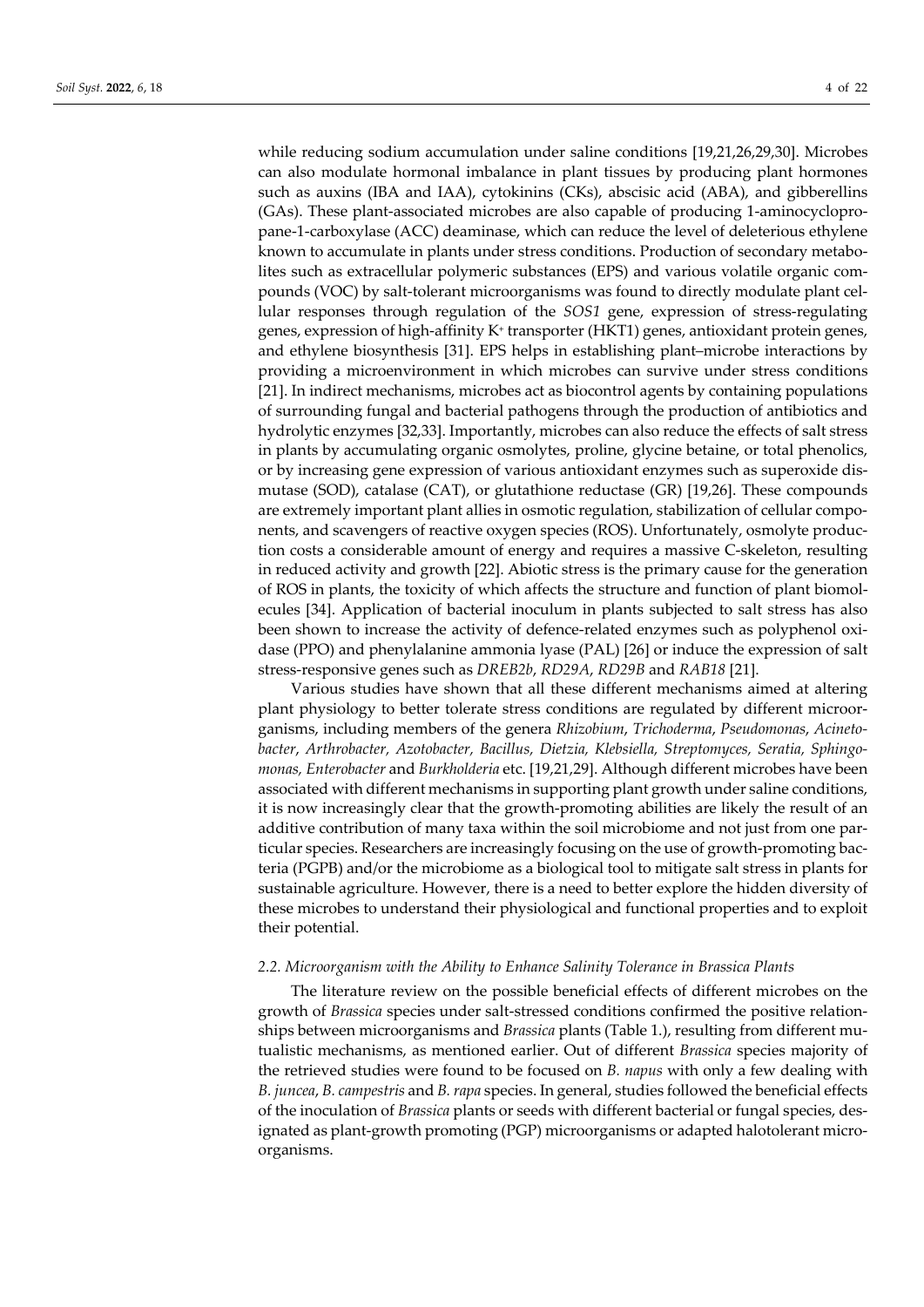while reducing sodium accumulation under saline conditions [19,21,26,29,30]. Microbes can also modulate hormonal imbalance in plant tissues by producing plant hormones such as auxins (IBA and IAA), cytokinins (CKs), abscisic acid (ABA), and gibberellins (GAs). These plant-associated microbes are also capable of producing 1-aminocyclopropane-1-carboxylase (ACC) deaminase, which can reduce the level of deleterious ethylene known to accumulate in plants under stress conditions. Production of secondary metabolites such as extracellular polymeric substances (EPS) and various volatile organic compounds (VOC) by salt-tolerant microorganisms was found to directly modulate plant cellular responses through regulation of the *SOS1* gene, expression of stress-regulating genes, expression of high-affinity $K^+$ transporter (HKT1) genes, antioxidant protein genes, and ethylene biosynthesis [31]. EPS helps in establishing plant–microbe interactions by providing a microenvironment in which microbes can survive under stress conditions [21]. In indirect mechanisms, microbes act as biocontrol agents by containing populations of surrounding fungal and bacterial pathogens through the production of antibiotics and hydrolytic enzymes [32,33]. Importantly, microbes can also reduce the effects of salt stress in plants by accumulating organic osmolytes, proline, glycine betaine, or total phenolics, or by increasing gene expression of various antioxidant enzymes such as superoxide dismutase (SOD), catalase (CAT), or glutathione reductase (GR) [19,26]. These compounds are extremely important plant allies in osmotic regulation, stabilization of cellular components, and scavengers of reactive oxygen species (ROS). Unfortunately, osmolyte production costs a considerable amount of energy and requires a massive C-skeleton, resulting in reduced activity and growth [22]. Abiotic stress is the primary cause for the generation of ROS in plants, the toxicity of which affects the structure and function of plant biomolecules [34]. Application of bacterial inoculum in plants subjected to salt stress has also been shown to increase the activity of defence-related enzymes such as polyphenol oxidase (PPO) and phenylalanine ammonia lyase (PAL) [26] or induce the expression of salt stress-responsive genes such as *DREB2b*, *RD29A*, *RD29B* and *RAB18* [21].

Various studies have shown that all these different mechanisms aimed at altering plant physiology to better tolerate stress conditions are regulated by different microorganisms, including members of the genera *Rhizobium*, *Trichoderma*, *Pseudomonas*, *Acinetobacter*, *Arthrobacter, Azotobacter, Bacillus, Dietzia, Klebsiella, Streptomyces, Seratia, Sphingomonas, Enterobacter* and *Burkholderia* etc. [19,21,29]. Although different microbes have been associated with different mechanisms in supporting plant growth under saline conditions, it is now increasingly clear that the growth-promoting abilities are likely the result of an additive contribution of many taxa within the soil microbiome and not just from one particular species. Researchers are increasingly focusing on the use of growth-promoting bacteria (PGPB) and/or the microbiome as a biological tool to mitigate salt stress in plants for sustainable agriculture. However, there is a need to better explore the hidden diversity of these microbes to understand their physiological and functional properties and to exploit their potential.

### 2.2. Microorganism with the Ability to Enhance Salinity Tolerance in Brassica Plants

The literature review on the possible beneficial effects of different microbes on the growth of *Brassica* species under salt-stressed conditions confirmed the positive relationships between microorganisms and *Brassica* plants (Table 1.), resulting from different mutualistic mechanisms, as mentioned earlier. Out of different *Brassica* species majority of the retrieved studies were found to be focused on *B. napus* with only a few dealing with *B. juncea*, *B. campestris* and *B. rapa* species. In general, studies followed the beneficial effects of the inoculation of *Brassica* plants or seeds with different bacterial or fungal species, designated as plant-growth promoting (PGP) microorganisms or adapted halotolerant microorganisms.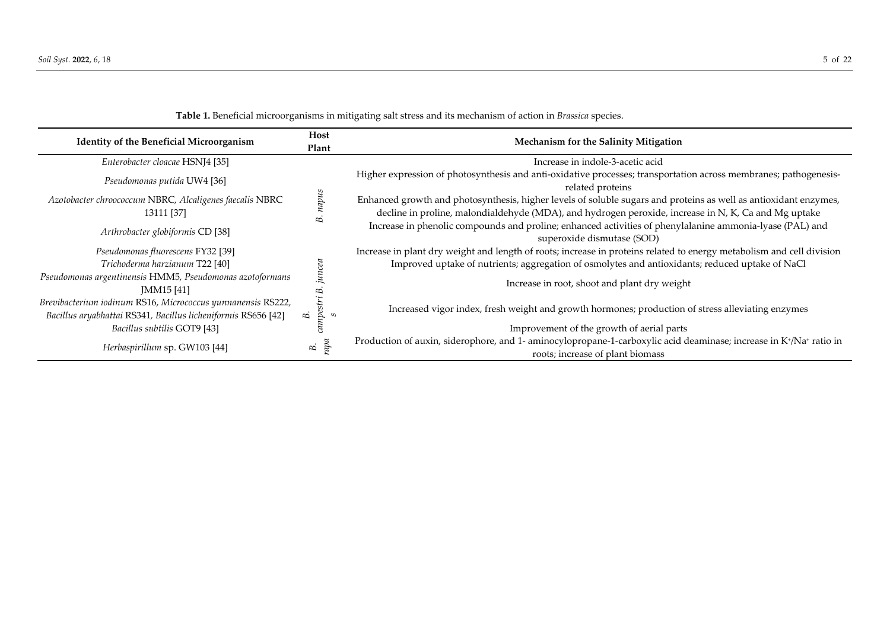**Table 1.** Beneficial microorganisms in mitigating salt stress and its mechanism of action in *Brassica* species.

| Identity of the Beneficial Microorganism | Host Plant | Mechanism for the Salinity Mitigation |
|---|---|---|
| *Enterobacter cloacae* HSNJ4 [35] | *B. napus* | Increase in indole-3-acetic acid |
| *Pseudomonas putida* UW4 [36] | | Higher expression of photosynthesis and anti-oxidative processes; transportation across membranes; pathogenesis-related proteins |
| *Azotobacter chroococcum* NBRC, *Alcaligenes faecalis* NBRC 13111 [37] | | Enhanced growth and photosynthesis, higher levels of soluble sugars and proteins as well as antioxidant enzymes, decline in proline, malondialdehyde (MDA), and hydrogen peroxide, increase in N, K, Ca and Mg uptake |
| *Arthrobacter globiformis* CD [38] | | Increase in phenolic compounds and proline; enhanced activities of phenylalanine ammonia-lyase (PAL) and superoxide dismutase (SOD) |
| *Pseudomonas fluorescens* FY32 [39] | *B. juncea* | Increase in plant dry weight and length of roots; increase in proteins related to energy metabolism and cell division |
| *Trichoderma harzianum* T22 [40] | | Improved uptake of nutrients; aggregation of osmolytes and antioxidants; reduced uptake of NaCl |
| *Pseudomonas argentinensis* HMM5, *Pseudomonas azotoformans* JMM15 [41] | | Increase in root, shoot and plant dry weight |
| *Brevibacterium iodinum* RS16, *Micrococcus yunnanensis* RS222, *Bacillus aryabhattai* RS341, *Bacillus licheniformis* RS656 [42] | *B. campestris* | Increased vigor index, fresh weight and growth hormones; production of stress alleviating enzymes |
| *Bacillus subtilis* GOT9 [43] | | Improvement of the growth of aerial parts |
| *Herbaspirillum* sp. GW103 [44] | *B. rapa* | Production of auxin, siderophore, and 1- aminocyclopropane-1-carboxylic acid deaminase; increase in $K^+/Na^+$ ratio in roots; increase of plant biomass |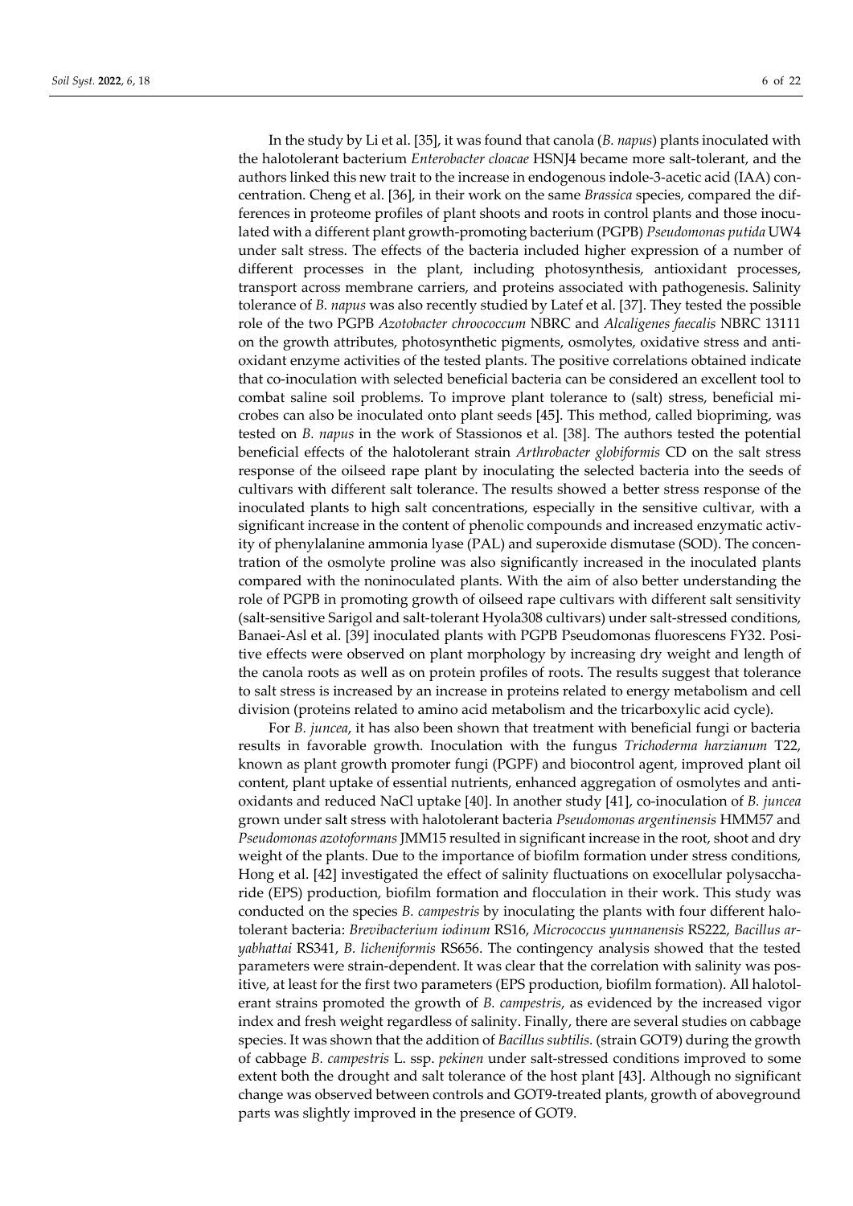In the study by Li et al. [35], it was found that canola (*B. napus*) plants inoculated with the halotolerant bacterium *Enterobacter cloacae* HSNJ4 became more salt-tolerant, and the authors linked this new trait to the increase in endogenous indole-3-acetic acid (IAA) concentration. Cheng et al. [36], in their work on the same *Brassica* species, compared the differences in proteome profiles of plant shoots and roots in control plants and those inoculated with a different plant growth-promoting bacterium (PGPB) *Pseudomonas putida* UW4 under salt stress. The effects of the bacteria included higher expression of a number of different processes in the plant, including photosynthesis, antioxidant processes, transport across membrane carriers, and proteins associated with pathogenesis. Salinity tolerance of *B. napus* was also recently studied by Latef et al. [37]. They tested the possible role of the two PGPB *Azotobacter chroococcum* NBRC and *Alcaligenes faecalis* NBRC 13111 on the growth attributes, photosynthetic pigments, osmolytes, oxidative stress and antioxidant enzyme activities of the tested plants. The positive correlations obtained indicate that co-inoculation with selected beneficial bacteria can be considered an excellent tool to combat saline soil problems. To improve plant tolerance to (salt) stress, beneficial microbes can also be inoculated onto plant seeds [45]. This method, called biopriming, was tested on *B. napus* in the work of Stassionos et al. [38]. The authors tested the potential beneficial effects of the halotolerant strain *Arthrobacter globiformis* CD on the salt stress response of the oilseed rape plant by inoculating the selected bacteria into the seeds of cultivars with different salt tolerance. The results showed a better stress response of the inoculated plants to high salt concentrations, especially in the sensitive cultivar, with a significant increase in the content of phenolic compounds and increased enzymatic activity of phenylalanine ammonia lyase (PAL) and superoxide dismutase (SOD). The concentration of the osmolyte proline was also significantly increased in the inoculated plants compared with the noninoculated plants. With the aim of also better understanding the role of PGPB in promoting growth of oilseed rape cultivars with different salt sensitivity (salt-sensitive Sarigol and salt-tolerant Hyola308 cultivars) under salt-stressed conditions, Banaei-Asl et al. [39] inoculated plants with PGPB Pseudomonas fluorescens FY32. Positive effects were observed on plant morphology by increasing dry weight and length of the canola roots as well as on protein profiles of roots. The results suggest that tolerance to salt stress is increased by an increase in proteins related to energy metabolism and cell division (proteins related to amino acid metabolism and the tricarboxylic acid cycle).

For *B. juncea*, it has also been shown that treatment with beneficial fungi or bacteria results in favorable growth. Inoculation with the fungus *Trichoderma harzianum* T22, known as plant growth promoter fungi (PGPF) and biocontrol agent, improved plant oil content, plant uptake of essential nutrients, enhanced aggregation of osmolytes and antioxidants and reduced NaCl uptake [40]. In another study [41], co-inoculation of *B. juncea* grown under salt stress with halotolerant bacteria *Pseudomonas argentinensis* HMM57 and *Pseudomonas azotoformans* JMM15 resulted in significant increase in the root, shoot and dry weight of the plants. Due to the importance of biofilm formation under stress conditions, Hong et al. [42] investigated the effect of salinity fluctuations on exocellular polysaccharide (EPS) production, biofilm formation and flocculation in their work. This study was conducted on the species *B. campestris* by inoculating the plants with four different halotolerant bacteria: *Brevibacterium iodinum* RS16, *Micrococcus yunnanensis* RS222, *Bacillus aryabhattai* RS341, *B. licheniformis* RS656. The contingency analysis showed that the tested parameters were strain-dependent. It was clear that the correlation with salinity was positive, at least for the first two parameters (EPS production, biofilm formation). All halotolerant strains promoted the growth of *B. campestris*, as evidenced by the increased vigor index and fresh weight regardless of salinity. Finally, there are several studies on cabbage species. It was shown that the addition of *Bacillus subtilis.* (strain GOT9) during the growth of cabbage *B. campestris* L. ssp. *pekinen* under salt-stressed conditions improved to some extent both the drought and salt tolerance of the host plant [43]. Although no significant change was observed between controls and GOT9-treated plants, growth of aboveground parts was slightly improved in the presence of GOT9.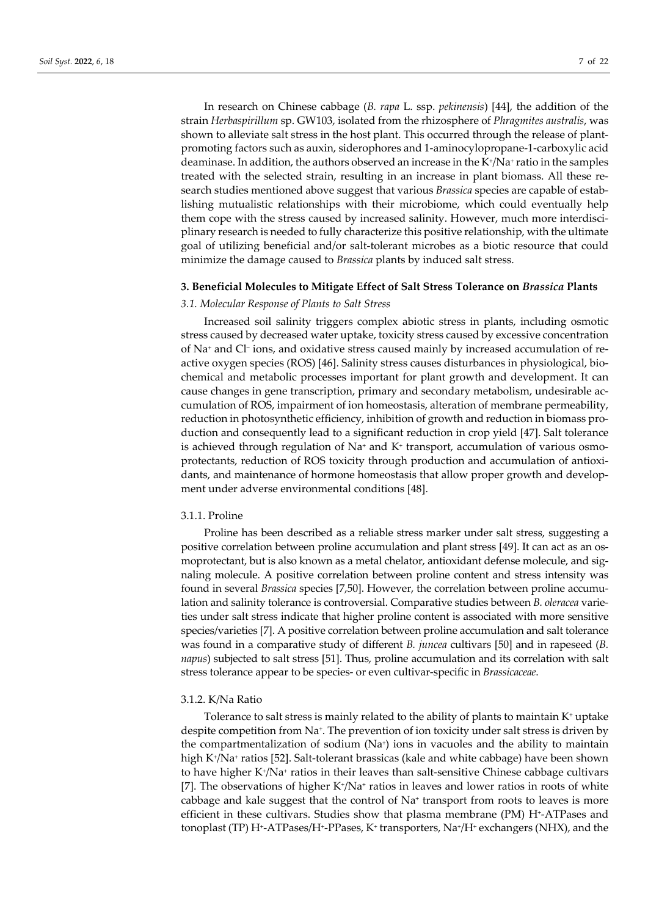In research on Chinese cabbage (*B. rapa* L. ssp. *pekinensis*) [44], the addition of the strain *Herbaspirillum* sp. GW103, isolated from the rhizosphere of *Phragmites australis*, was shown to alleviate salt stress in the host plant. This occurred through the release of plant-promoting factors such as auxin, siderophores and 1-aminocylopropane-1-carboxylic acid deaminase. In addition, the authors observed an increase in the $K^+/Na^+$ ratio in the samples treated with the selected strain, resulting in an increase in plant biomass. All these research studies mentioned above suggest that various *Brassica* species are capable of establishing mutualistic relationships with their microbiome, which could eventually help them cope with the stress caused by increased salinity. However, much more interdisciplinary research is needed to fully characterize this positive relationship, with the ultimate goal of utilizing beneficial and/or salt-tolerant microbes as a biotic resource that could minimize the damage caused to *Brassica* plants by induced salt stress.

## 3. Beneficial Molecules to Mitigate Effect of Salt Stress Tolerance on *Brassica* Plants

### 3.1. Molecular Response of Plants to Salt Stress

Increased soil salinity triggers complex abiotic stress in plants, including osmotic stress caused by decreased water uptake, toxicity stress caused by excessive concentration of $Na^+$ and $Cl^-$ ions, and oxidative stress caused mainly by increased accumulation of reactive oxygen species (ROS) [46]. Salinity stress causes disturbances in physiological, biochemical and metabolic processes important for plant growth and development. It can cause changes in gene transcription, primary and secondary metabolism, undesirable accumulation of ROS, impairment of ion homeostasis, alteration of membrane permeability, reduction in photosynthetic efficiency, inhibition of growth and reduction in biomass production and consequently lead to a significant reduction in crop yield [47]. Salt tolerance is achieved through regulation of $Na^+$ and $K^+$ transport, accumulation of various osmoprotectants, reduction of ROS toxicity through production and accumulation of antioxidants, and maintenance of hormone homeostasis that allow proper growth and development under adverse environmental conditions [48].

#### 3.1.1. Proline

Proline has been described as a reliable stress marker under salt stress, suggesting a positive correlation between proline accumulation and plant stress [49]. It can act as an osmoprotectant, but is also known as a metal chelator, antioxidant defense molecule, and signaling molecule. A positive correlation between proline content and stress intensity was found in several *Brassica* species [7,50]. However, the correlation between proline accumulation and salinity tolerance is controversial. Comparative studies between *B. oleracea* varieties under salt stress indicate that higher proline content is associated with more sensitive species/varieties [7]. A positive correlation between proline accumulation and salt tolerance was found in a comparative study of different *B. juncea* cultivars [50] and in rapeseed (*B. napus*) subjected to salt stress [51]. Thus, proline accumulation and its correlation with salt stress tolerance appear to be species- or even cultivar-specific in *Brassicaceae*.

#### 3.1.2. K/Na Ratio

Tolerance to salt stress is mainly related to the ability of plants to maintain $K^+$ uptake despite competition from $Na^+$. The prevention of ion toxicity under salt stress is driven by the compartmentalization of sodium ($Na^+$) ions in vacuoles and the ability to maintain high $K^+/Na^+$ ratios [52]. Salt-tolerant brassicas (kale and white cabbage) have been shown to have higher $K^+/Na^+$ ratios in their leaves than salt-sensitive Chinese cabbage cultivars [7]. The observations of higher $K^+/Na^+$ ratios in leaves and lower ratios in roots of white cabbage and kale suggest that the control of $Na^+$ transport from roots to leaves is more efficient in these cultivars. Studies show that plasma membrane (PM) $H^+$-ATPases and tonoplast (TP) $H^+$-ATPases/$H^+$-PPases, $K^+$ transporters, $Na^+/H^+$ exchangers (NHX), and the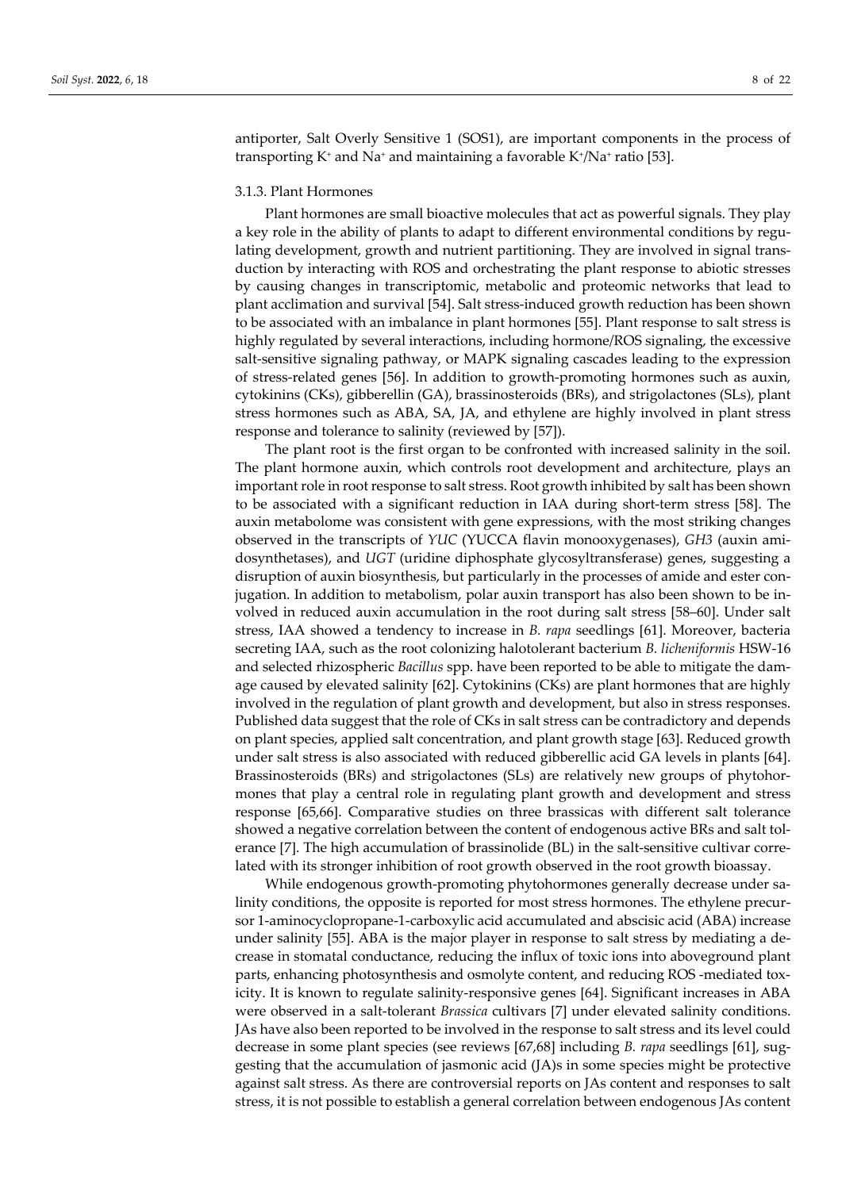antiporter, Salt Overly Sensitive 1 (SOS1), are important components in the process of transporting $K^+$ and $Na^+$ and maintaining a favorable $K^+/Na^+$ ratio [53].

### 3.1.3. Plant Hormones

Plant hormones are small bioactive molecules that act as powerful signals. They play a key role in the ability of plants to adapt to different environmental conditions by regulating development, growth and nutrient partitioning. They are involved in signal transduction by interacting with ROS and orchestrating the plant response to abiotic stresses by causing changes in transcriptomic, metabolic and proteomic networks that lead to plant acclimation and survival [54]. Salt stress-induced growth reduction has been shown to be associated with an imbalance in plant hormones [55]. Plant response to salt stress is highly regulated by several interactions, including hormone/ROS signaling, the excessive salt-sensitive signaling pathway, or MAPK signaling cascades leading to the expression of stress-related genes [56]. In addition to growth-promoting hormones such as auxin, cytokinins (CKs), gibberellin (GA), brassinosteroids (BRs), and strigolactones (SLs), plant stress hormones such as ABA, SA, JA, and ethylene are highly involved in plant stress response and tolerance to salinity (reviewed by [57]).

The plant root is the first organ to be confronted with increased salinity in the soil. The plant hormone auxin, which controls root development and architecture, plays an important role in root response to salt stress. Root growth inhibited by salt has been shown to be associated with a significant reduction in IAA during short-term stress [58]. The auxin metabolome was consistent with gene expressions, with the most striking changes observed in the transcripts of *YUC* (YUCCA flavin monooxygenases), *GH3* (auxin amidosynthetases), and *UGT* (uridine diphosphate glycosyltransferase) genes, suggesting a disruption of auxin biosynthesis, but particularly in the processes of amide and ester conjugation. In addition to metabolism, polar auxin transport has also been shown to be involved in reduced auxin accumulation in the root during salt stress [58–60]. Under salt stress, IAA showed a tendency to increase in *B. rapa* seedlings [61]. Moreover, bacteria secreting IAA, such as the root colonizing halotolerant bacterium *B. licheniformis* HSW-16 and selected rhizospheric *Bacillus* spp. have been reported to be able to mitigate the damage caused by elevated salinity [62]. Cytokinins (CKs) are plant hormones that are highly involved in the regulation of plant growth and development, but also in stress responses. Published data suggest that the role of CKs in salt stress can be contradictory and depends on plant species, applied salt concentration, and plant growth stage [63]. Reduced growth under salt stress is also associated with reduced gibberellic acid GA levels in plants [64]. Brassinosteroids (BRs) and strigolactones (SLs) are relatively new groups of phytohormones that play a central role in regulating plant growth and development and stress response [65,66]. Comparative studies on three brassicas with different salt tolerance showed a negative correlation between the content of endogenous active BRs and salt tolerance [7]. The high accumulation of brassinolide (BL) in the salt-sensitive cultivar correlated with its stronger inhibition of root growth observed in the root growth bioassay.

While endogenous growth-promoting phytohormones generally decrease under salinity conditions, the opposite is reported for most stress hormones. The ethylene precursor 1-aminocyclopropane-1-carboxylic acid accumulated and abscisic acid (ABA) increase under salinity [55]. ABA is the major player in response to salt stress by mediating a decrease in stomatal conductance, reducing the influx of toxic ions into aboveground plant parts, enhancing photosynthesis and osmolyte content, and reducing ROS -mediated toxicity. It is known to regulate salinity-responsive genes [64]. Significant increases in ABA were observed in a salt-tolerant *Brassica* cultivars [7] under elevated salinity conditions. JAs have also been reported to be involved in the response to salt stress and its level could decrease in some plant species (see reviews [67,68] including *B. rapa* seedlings [61], suggesting that the accumulation of jasmonic acid (JA)s in some species might be protective against salt stress. As there are controversial reports on JAs content and responses to salt stress, it is not possible to establish a general correlation between endogenous JAs content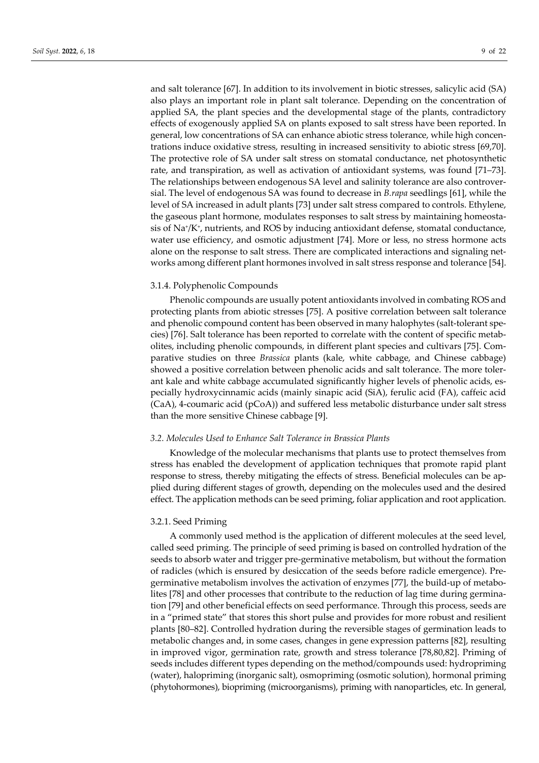and salt tolerance [67]. In addition to its involvement in biotic stresses, salicylic acid (SA) also plays an important role in plant salt tolerance. Depending on the concentration of applied SA, the plant species and the developmental stage of the plants, contradictory effects of exogenously applied SA on plants exposed to salt stress have been reported. In general, low concentrations of SA can enhance abiotic stress tolerance, while high concentrations induce oxidative stress, resulting in increased sensitivity to abiotic stress [69,70]. The protective role of SA under salt stress on stomatal conductance, net photosynthetic rate, and transpiration, as well as activation of antioxidant systems, was found [71–73]. The relationships between endogenous SA level and salinity tolerance are also controversial. The level of endogenous SA was found to decrease in *B.rapa* seedlings [61], while the level of SA increased in adult plants [73] under salt stress compared to controls. Ethylene, the gaseous plant hormone, modulates responses to salt stress by maintaining homeostasis of $Na^+/K^+$, nutrients, and ROS by inducing antioxidant defense, stomatal conductance, water use efficiency, and osmotic adjustment [74]. More or less, no stress hormone acts alone on the response to salt stress. There are complicated interactions and signaling networks among different plant hormones involved in salt stress response and tolerance [54].

#### 3.1.4. Polyphenolic Compounds

Phenolic compounds are usually potent antioxidants involved in combating ROS and protecting plants from abiotic stresses [75]. A positive correlation between salt tolerance and phenolic compound content has been observed in many halophytes (salt-tolerant species) [76]. Salt tolerance has been reported to correlate with the content of specific metabolites, including phenolic compounds, in different plant species and cultivars [75]. Comparative studies on three *Brassica* plants (kale, white cabbage, and Chinese cabbage) showed a positive correlation between phenolic acids and salt tolerance. The more tolerant kale and white cabbage accumulated significantly higher levels of phenolic acids, especially hydroxycinnamic acids (mainly sinapic acid (SiA), ferulic acid (FA), caffeic acid (CaA), 4-coumaric acid (pCoA)) and suffered less metabolic disturbance under salt stress than the more sensitive Chinese cabbage [9].

### *3.2. Molecules Used to Enhance Salt Tolerance in Brassica Plants*

Knowledge of the molecular mechanisms that plants use to protect themselves from stress has enabled the development of application techniques that promote rapid plant response to stress, thereby mitigating the effects of stress. Beneficial molecules can be applied during different stages of growth, depending on the molecules used and the desired effect. The application methods can be seed priming, foliar application and root application.

#### 3.2.1. Seed Priming

A commonly used method is the application of different molecules at the seed level, called seed priming. The principle of seed priming is based on controlled hydration of the seeds to absorb water and trigger pre-germinative metabolism, but without the formation of radicles (which is ensured by desiccation of the seeds before radicle emergence). Pre-germinative metabolism involves the activation of enzymes [77], the build-up of metabolites [78] and other processes that contribute to the reduction of lag time during germination [79] and other beneficial effects on seed performance. Through this process, seeds are in a "primed state" that stores this short pulse and provides for more robust and resilient plants [80–82]. Controlled hydration during the reversible stages of germination leads to metabolic changes and, in some cases, changes in gene expression patterns [82], resulting in improved vigor, germination rate, growth and stress tolerance [78,80,82]. Priming of seeds includes different types depending on the method/compounds used: hydropriming (water), halopriming (inorganic salt), osmopriming (osmotic solution), hormonal priming (phytohormones), biopriming (microorganisms), priming with nanoparticles, etc. In general,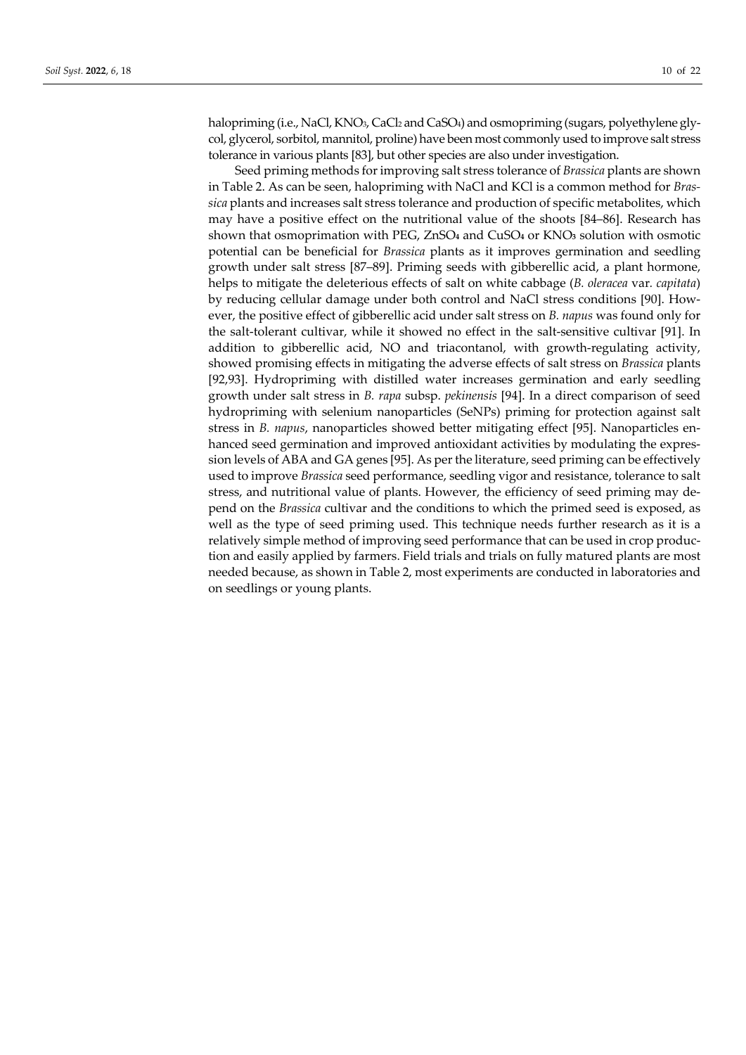halopriming (i.e., NaCl, $KNO_3$, $CaCl_2$ and $CaSO_4$) and osmopriming (sugars, polyethylene glycol, glycerol, sorbitol, mannitol, proline) have been most commonly used to improve salt stress tolerance in various plants [83], but other species are also under investigation.

Seed priming methods for improving salt stress tolerance of *Brassica* plants are shown in Table 2. As can be seen, halopriming with NaCl and KCl is a common method for *Brassica* plants and increases salt stress tolerance and production of specific metabolites, which may have a positive effect on the nutritional value of the shoots [84–86]. Research has shown that osmoprimation with PEG, $ZnSO_4$ and $CuSO_4$ or $KNO_3$ solution with osmotic potential can be beneficial for *Brassica* plants as it improves germination and seedling growth under salt stress [87–89]. Priming seeds with gibberellic acid, a plant hormone, helps to mitigate the deleterious effects of salt on white cabbage (*B. oleracea* var. *capitata*) by reducing cellular damage under both control and NaCl stress conditions [90]. However, the positive effect of gibberellic acid under salt stress on *B. napus* was found only for the salt-tolerant cultivar, while it showed no effect in the salt-sensitive cultivar [91]. In addition to gibberellic acid, NO and triacontanol, with growth-regulating activity, showed promising effects in mitigating the adverse effects of salt stress on *Brassica* plants [92,93]. Hydropriming with distilled water increases germination and early seedling growth under salt stress in *B. rapa* subsp. *pekinensis* [94]. In a direct comparison of seed hydropriming with selenium nanoparticles (SeNPs) priming for protection against salt stress in *B. napus*, nanoparticles showed better mitigating effect [95]. Nanoparticles enhanced seed germination and improved antioxidant activities by modulating the expression levels of ABA and GA genes [95]. As per the literature, seed priming can be effectively used to improve *Brassica* seed performance, seedling vigor and resistance, tolerance to salt stress, and nutritional value of plants. However, the efficiency of seed priming may depend on the *Brassica* cultivar and the conditions to which the primed seed is exposed, as well as the type of seed priming used. This technique needs further research as it is a relatively simple method of improving seed performance that can be used in crop production and easily applied by farmers. Field trials and trials on fully matured plants are most needed because, as shown in Table 2, most experiments are conducted in laboratories and on seedlings or young plants.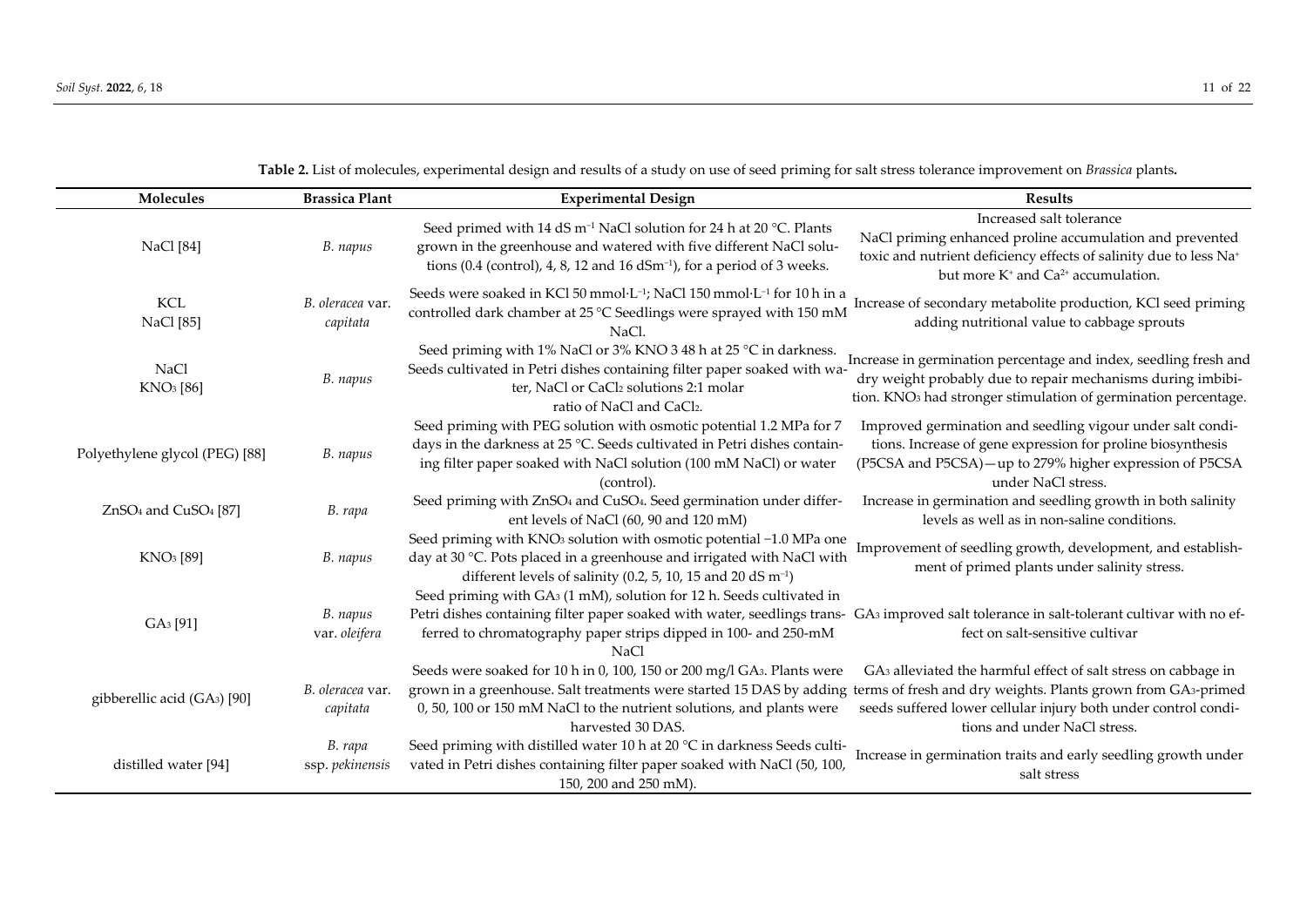**Table 2.** List of molecules, experimental design and results of a study on use of seed priming for salt stress tolerance improvement on *Brassica* plants.

| Molecules | Brassica Plant | Experimental Design | Results |
|---|---|---|---|
| NaCl [84] | *B. napus* | Seed primed with 14 dS $m^{-1}$ NaCl solution for 24 h at 20 °C. Plants grown in the greenhouse and watered with five different NaCl solutions (0.4 (control), 4, 8, 12 and 16 $dSm^{-1}$), for a period of 3 weeks. | Increased salt tolerance NaCl priming enhanced proline accumulation and prevented toxic and nutrient deficiency effects of salinity due to less $Na^+$ but more $K^+$ and $Ca^{2+}$ accumulation. |
| KCL NaCl [85] | *B. oleracea* var. *capitata* | Seeds were soaked in KCl 50 $mmol{\cdot}L^{-1}$; NaCl 150 $mmol{\cdot}L^{-1}$ for 10 h in a controlled dark chamber at 25 °C Seedlings were sprayed with 150 mM NaCl. | Increase of secondary metabolite production, KCl seed priming adding nutritional value to cabbage sprouts |
| NaCl $KNO_3$ [86] | *B. napus* | Seed priming with 1% NaCl or 3% KNO 3 48 h at 25 °C in darkness. Seeds cultivated in Petri dishes containing filter paper soaked with water, NaCl or $CaCl_2$ solutions 2:1 molar ratio of NaCl and $CaCl_2$. | Increase in germination percentage and index, seedling fresh and dry weight probably due to repair mechanisms during imbibition. $KNO_3$ had stronger stimulation of germination percentage. |
| Polyethylene glycol (PEG) [88] | *B. napus* | Seed priming with PEG solution with osmotic potential 1.2 MPa for 7 days in the darkness at 25 °C. Seeds cultivated in Petri dishes containing filter paper soaked with NaCl solution (100 mM NaCl) or water (control). | Improved germination and seedling vigour under salt conditions. Increase of gene expression for proline biosynthesis (P5CSA and P5CSA)—up to 279% higher expression of P5CSA under NaCl stress. |
| $ZnSO_4$ and $CuSO_4$ [87] | *B. rapa* | Seed priming with $ZnSO_4$ and $CuSO_4$. Seed germination under different levels of NaCl (60, 90 and 120 mM) | Increase in germination and seedling growth in both salinity levels as well as in non-saline conditions. |
| $KNO_3$ [89] | *B. napus* | Seed priming with $KNO_3$ solution with osmotic potential −1.0 MPa one day at 30 °C. Pots placed in a greenhouse and irrigated with NaCl with different levels of salinity (0.2, 5, 10, 15 and 20 dS $m^{-1}$) | Improvement of seedling growth, development, and establishment of primed plants under salinity stress. |
| $GA_3$ [91] | *B. napus* var. *oleifera* | Seed priming with $GA_3$ (1 mM), solution for 12 h. Seeds cultivated in Petri dishes containing filter paper soaked with water, seedlings transferred to chromatography paper strips dipped in 100- and 250-mM NaCl | $GA_3$ improved salt tolerance in salt-tolerant cultivar with no effect on salt-sensitive cultivar |
| gibberellic acid ($GA_3$) [90] | *B. oleracea* var. *capitata* | Seeds were soaked for 10 h in 0, 100, 150 or 200 mg/l $GA_3$. Plants were grown in a greenhouse. Salt treatments were started 15 DAS by adding 0, 50, 100 or 150 mM NaCl to the nutrient solutions, and plants were harvested 30 DAS. | $GA_3$ alleviated the harmful effect of salt stress on cabbage in terms of fresh and dry weights. Plants grown from $GA_3$-primed seeds suffered lower cellular injury both under control conditions and under NaCl stress. |
| distilled water [94] | *B. rapa* ssp. *pekinensis* | Seed priming with distilled water 10 h at 20 °C in darkness Seeds cultivated in Petri dishes containing filter paper soaked with NaCl (50, 100, 150, 200 and 250 mM). | Increase in germination traits and early seedling growth under salt stress |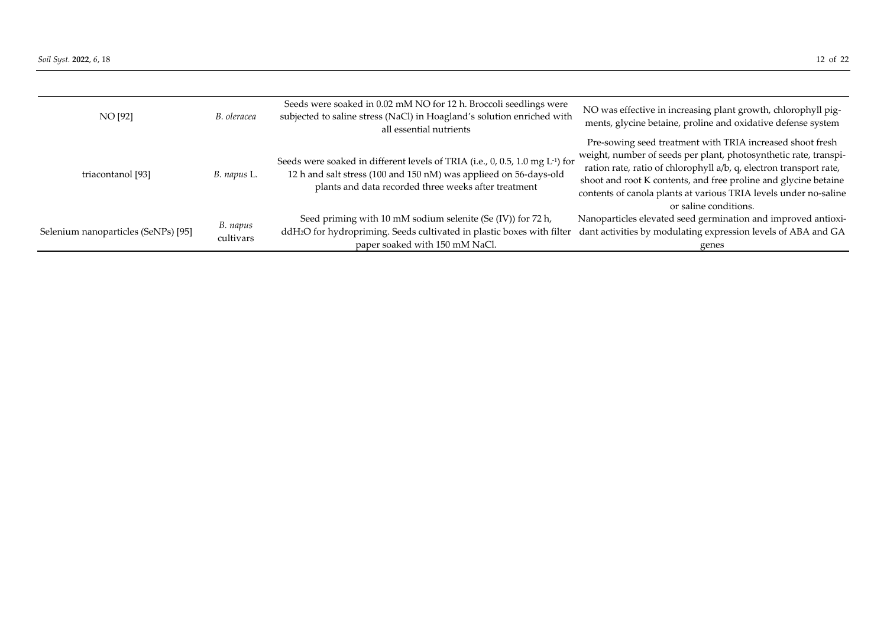| | | | |
|---|---|---|---|
| NO [92] | *B. oleracea* | Seeds were soaked in 0.02 mM NO for 12 h. Broccoli seedlings were subjected to saline stress (NaCl) in Hoagland's solution enriched with all essential nutrients | NO was effective in increasing plant growth, chlorophyll pigments, glycine betaine, proline and oxidative defense system |
| triacontanol [93] | *B. napus* L. | Seeds were soaked in different levels of TRIA (i.e., 0, 0.5, 1.0 mg $L^{-1}$) for 12 h and salt stress (100 and 150 nM) was applieed on 56-days-old plants and data recorded three weeks after treatment | Pre-sowing seed treatment with TRIA increased shoot fresh weight, number of seeds per plant, photosynthetic rate, transpiration rate, ratio of chlorophyll a/b, q, electron transport rate, shoot and root K contents, and free proline and glycine betaine contents of canola plants at various TRIA levels under no-saline or saline conditions. |
| Selenium nanoparticles (SeNPs) [95] | *B. napus* cultivars | Seed priming with 10 mM sodium selenite (Se (IV)) for 72 h, dd$H_2O$ for hydropriming. Seeds cultivated in plastic boxes with filter paper soaked with 150 mM NaCl. | Nanoparticles elevated seed germination and improved antioxidant activities by modulating expression levels of ABA and GA genes |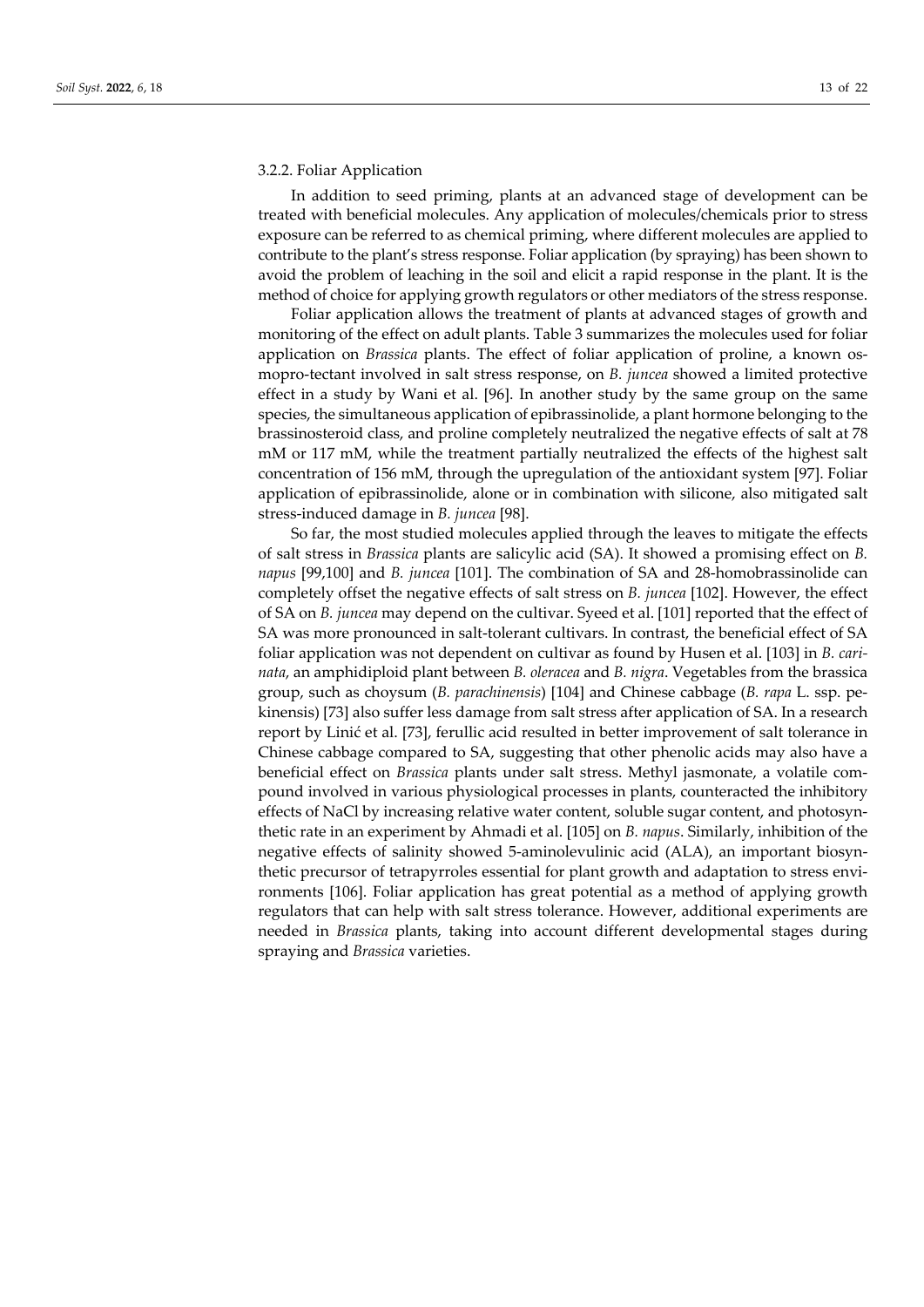### 3.2.2. Foliar Application

In addition to seed priming, plants at an advanced stage of development can be treated with beneficial molecules. Any application of molecules/chemicals prior to stress exposure can be referred to as chemical priming, where different molecules are applied to contribute to the plant's stress response. Foliar application (by spraying) has been shown to avoid the problem of leaching in the soil and elicit a rapid response in the plant. It is the method of choice for applying growth regulators or other mediators of the stress response.

Foliar application allows the treatment of plants at advanced stages of growth and monitoring of the effect on adult plants. Table 3 summarizes the molecules used for foliar application on *Brassica* plants. The effect of foliar application of proline, a known osmopro-tectant involved in salt stress response, on *B. juncea* showed a limited protective effect in a study by Wani et al. [96]. In another study by the same group on the same species, the simultaneous application of epibrassinolide, a plant hormone belonging to the brassinosteroid class, and proline completely neutralized the negative effects of salt at 78 mM or 117 mM, while the treatment partially neutralized the effects of the highest salt concentration of 156 mM, through the upregulation of the antioxidant system [97]. Foliar application of epibrassinolide, alone or in combination with silicone, also mitigated salt stress-induced damage in *B. juncea* [98].

So far, the most studied molecules applied through the leaves to mitigate the effects of salt stress in *Brassica* plants are salicylic acid (SA). It showed a promising effect on *B. napus* [99,100] and *B. juncea* [101]. The combination of SA and 28-homobrassinolide can completely offset the negative effects of salt stress on *B. juncea* [102]. However, the effect of SA on *B. juncea* may depend on the cultivar. Syeed et al. [101] reported that the effect of SA was more pronounced in salt-tolerant cultivars. In contrast, the beneficial effect of SA foliar application was not dependent on cultivar as found by Husen et al. [103] in *B. carinata*, an amphidiploid plant between *B. oleracea* and *B. nigra*. Vegetables from the brassica group, such as choysum (*B. parachinensis*) [104] and Chinese cabbage (*B. rapa* L. ssp. pekinensis) [73] also suffer less damage from salt stress after application of SA. In a research report by Linić et al. [73], ferullic acid resulted in better improvement of salt tolerance in Chinese cabbage compared to SA, suggesting that other phenolic acids may also have a beneficial effect on *Brassica* plants under salt stress. Methyl jasmonate, a volatile compound involved in various physiological processes in plants, counteracted the inhibitory effects of NaCl by increasing relative water content, soluble sugar content, and photosynthetic rate in an experiment by Ahmadi et al. [105] on *B. napus*. Similarly, inhibition of the negative effects of salinity showed 5-aminolevulinic acid (ALA), an important biosynthetic precursor of tetrapyrroles essential for plant growth and adaptation to stress environments [106]. Foliar application has great potential as a method of applying growth regulators that can help with salt stress tolerance. However, additional experiments are needed in *Brassica* plants, taking into account different developmental stages during spraying and *Brassica* varieties.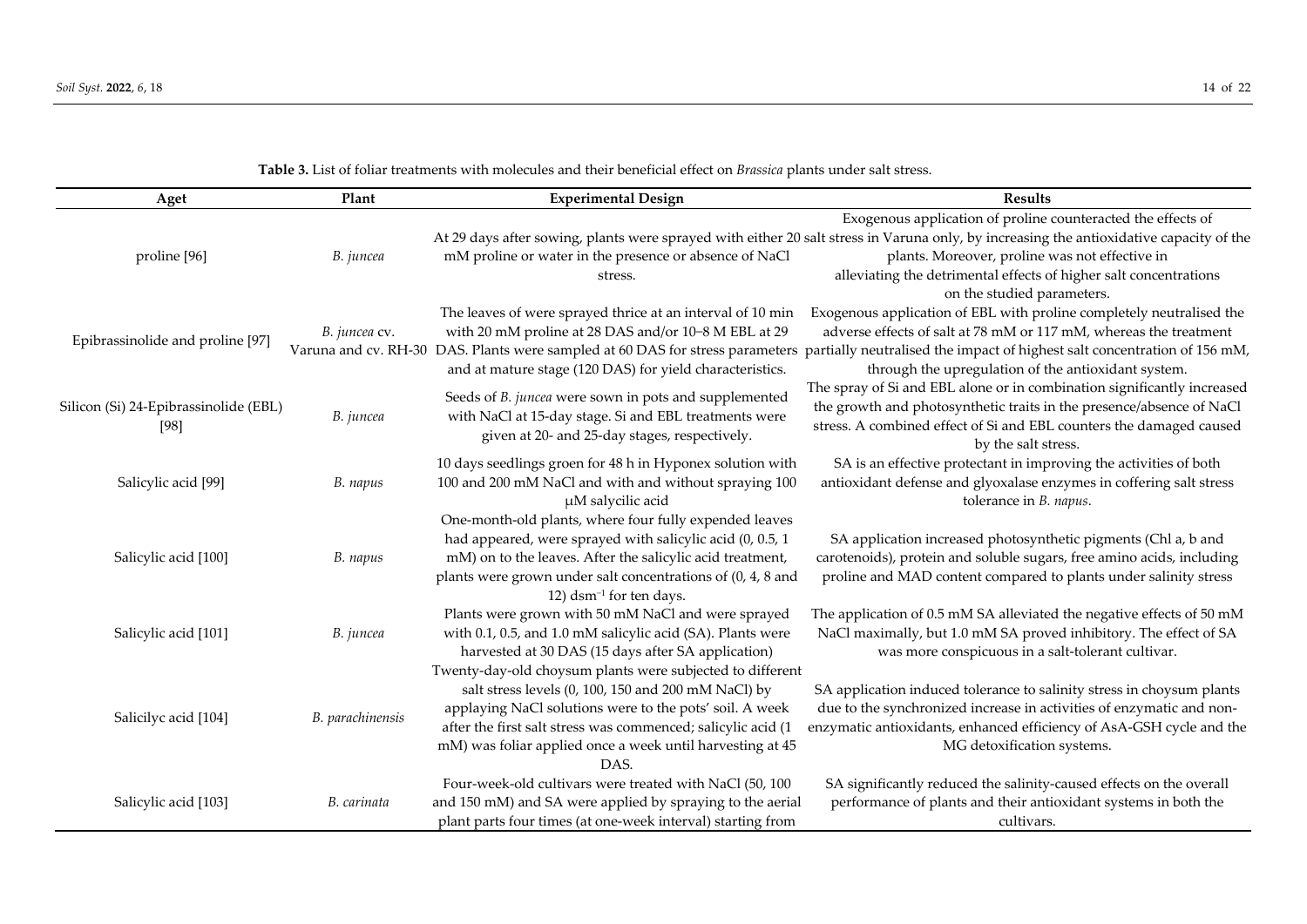**Table 3.** List of foliar treatments with molecules and their beneficial effect on *Brassica* plants under salt stress.

| Aget | Plant | Experimental Design | Results |
| --- | --- | --- | --- |
| proline [96] | *B. juncea* | At 29 days after sowing, plants were sprayed with either 20 mM proline or water in the presence or absence of NaCl stress. | Exogenous application of proline counteracted the effects of salt stress in Varuna only, by increasing the antioxidative capacity of the plants. Moreover, proline was not effective in alleviating the detrimental effects of higher salt concentrations on the studied parameters. |
| Epibrassinolide and proline [97] | *B. juncea* cv. Varuna and cv. RH-30 | The leaves of were sprayed thrice at an interval of 10 min with 20 mM proline at 28 DAS and/or 10−8 M EBL at 29 DAS. Plants were sampled at 60 DAS for stress parameters and at mature stage (120 DAS) for yield characteristics. | Exogenous application of EBL with proline completely neutralised the adverse effects of salt at 78 mM or 117 mM, whereas the treatment partially neutralised the impact of highest salt concentration of 156 mM, through the upregulation of the antioxidant system. |
| Silicon (Si) 24-Epibrassinolide (EBL) [98] | *B. juncea* | Seeds of *B. juncea* were sown in pots and supplemented with NaCl at 15-day stage. Si and EBL treatments were given at 20- and 25-day stages, respectively. | The spray of Si and EBL alone or in combination significantly increased the growth and photosynthetic traits in the presence/absence of NaCl stress. A combined effect of Si and EBL counters the damaged caused by the salt stress. |
| Salicylic acid [99] | *B. napus* | 10 days seedlings groen for 48 h in Hyponex solution with 100 and 200 mM NaCl and with and without spraying 100 μM salycilic acid | SA is an effective protectant in improving the activities of both antioxidant defense and glyoxalase enzymes in coffering salt stress tolerance in *B. napus*. |
| Salicylic acid [100] | *B. napus* | One-month-old plants, where four fully expended leaves had appeared, were sprayed with salicylic acid (0, 0.5, 1 mM) on to the leaves. After the salicylic acid treatment, plants were grown under salt concentrations of (0, 4, 8 and 12) $dsm^{-1}$ for ten days. | SA application increased photosynthetic pigments (Chl a, b and carotenoids), protein and soluble sugars, free amino acids, including proline and MAD content compared to plants under salinity stress |
| Salicylic acid [101] | *B. juncea* | Plants were grown with 50 mM NaCl and were sprayed with 0.1, 0.5, and 1.0 mM salicylic acid (SA). Plants were harvested at 30 DAS (15 days after SA application) | The application of 0.5 mM SA alleviated the negative effects of 50 mM NaCl maximally, but 1.0 mM SA proved inhibitory. The effect of SA was more conspicuous in a salt-tolerant cultivar. |
| Salicilyc acid [104] | *B. parachinensis* | Twenty-day-old choysum plants were subjected to different salt stress levels (0, 100, 150 and 200 mM NaCl) by applaying NaCl solutions were to the pots' soil. A week after the first salt stress was commenced; salicylic acid (1 mM) was foliar applied once a week until harvesting at 45 DAS. | SA application induced tolerance to salinity stress in choysum plants due to the synchronized increase in activities of enzymatic and non-enzymatic antioxidants, enhanced efficiency of AsA-GSH cycle and the MG detoxification systems. |
| Salicylic acid [103] | *B. carinata* | Four-week-old cultivars were treated with NaCl (50, 100 and 150 mM) and SA were applied by spraying to the aerial plant parts four times (at one-week interval) starting from | SA significantly reduced the salinity-caused effects on the overall performance of plants and their antioxidant systems in both the cultivars. |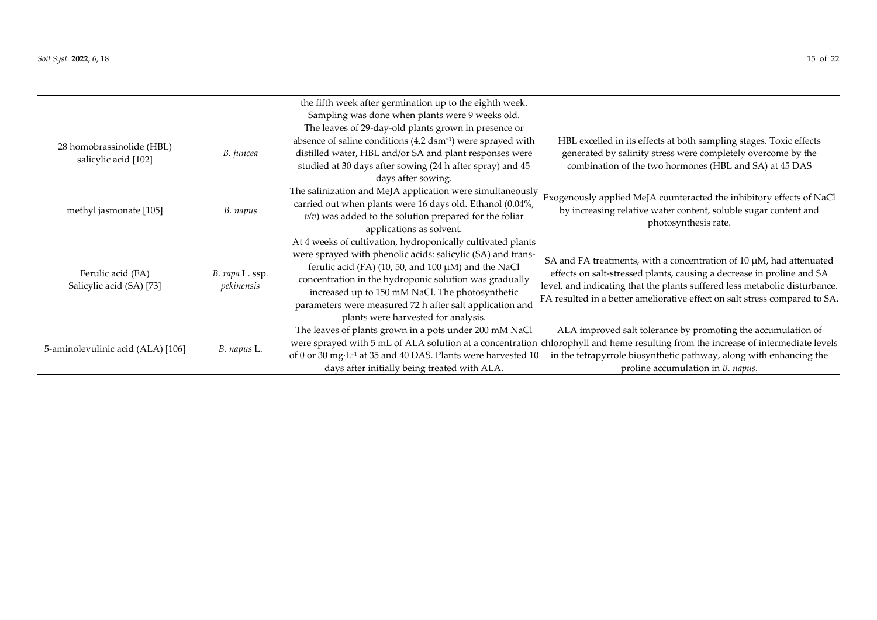| | | | |
|---|---|---|---|
| | | the fifth week after germination up to the eighth week. Sampling was done when plants were 9 weeks old. | |
| 28 homobrassinolide (HBL) salicylic acid [102] | *B. juncea* | The leaves of 29-day-old plants grown in presence or absence of saline conditions (4.2 $dsm^{-1}$) were sprayed with distilled water, HBL and/or SA and plant responses were studied at 30 days after sowing (24 h after spray) and 45 days after sowing. | HBL excelled in its effects at both sampling stages. Toxic effects generated by salinity stress were completely overcome by the combination of the two hormones (HBL and SA) at 45 DAS |
| methyl jasmonate [105] | *B. napus* | The salinization and MeJA application were simultaneously carried out when plants were 16 days old. Ethanol (0.04%, *v*/*v*) was added to the solution prepared for the foliar applications as solvent. | Exogenously applied MeJA counteracted the inhibitory effects of NaCl by increasing relative water content, soluble sugar content and photosynthesis rate. |
| Ferulic acid (FA) Salicylic acid (SA) [73] | *B. rapa* L. ssp. *pekinensis* | At 4 weeks of cultivation, hydroponically cultivated plants were sprayed with phenolic acids: salicylic (SA) and trans-ferulic acid (FA) (10, 50, and 100 μM) and the NaCl concentration in the hydroponic solution was gradually increased up to 150 mM NaCl. The photosynthetic parameters were measured 72 h after salt application and plants were harvested for analysis. | SA and FA treatments, with a concentration of 10 μM, had attenuated effects on salt-stressed plants, causing a decrease in proline and SA level, and indicating that the plants suffered less metabolic disturbance. FA resulted in a better ameliorative effect on salt stress compared to SA. |
| 5-aminolevulinic acid (ALA) [106] | *B. napus* L. | The leaves of plants grown in a pots under 200 mM NaCl were sprayed with 5 mL of ALA solution at a concentration of 0 or 30 mg·$L^{-1}$ at 35 and 40 DAS. Plants were harvested 10 days after initially being treated with ALA. | ALA improved salt tolerance by promoting the accumulation of chlorophyll and heme resulting from the increase of intermediate levels in the tetrapyrrole biosynthetic pathway, along with enhancing the proline accumulation in *B. napus.* |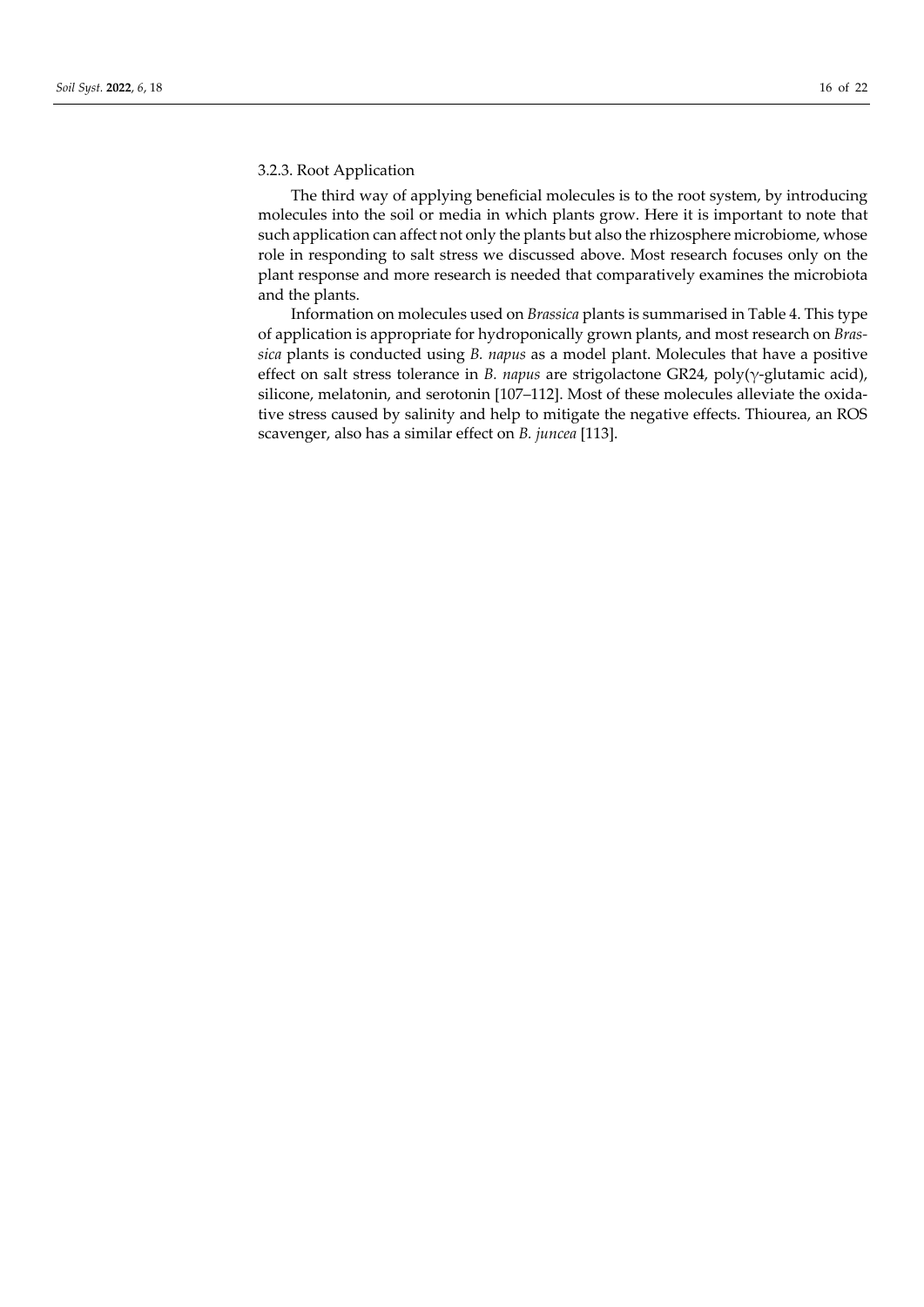#### 3.2.3. Root Application

The third way of applying beneficial molecules is to the root system, by introducing molecules into the soil or media in which plants grow. Here it is important to note that such application can affect not only the plants but also the rhizosphere microbiome, whose role in responding to salt stress we discussed above. Most research focuses only on the plant response and more research is needed that comparatively examines the microbiota and the plants.

Information on molecules used on *Brassica* plants is summarised in Table 4. This type of application is appropriate for hydroponically grown plants, and most research on *Brassica* plants is conducted using *B. napus* as a model plant. Molecules that have a positive effect on salt stress tolerance in *B. napus* are strigolactone GR24, poly($\gamma$-glutamic acid), silicone, melatonin, and serotonin [107–112]. Most of these molecules alleviate the oxidative stress caused by salinity and help to mitigate the negative effects. Thiourea, an ROS scavenger, also has a similar effect on *B. juncea* [113].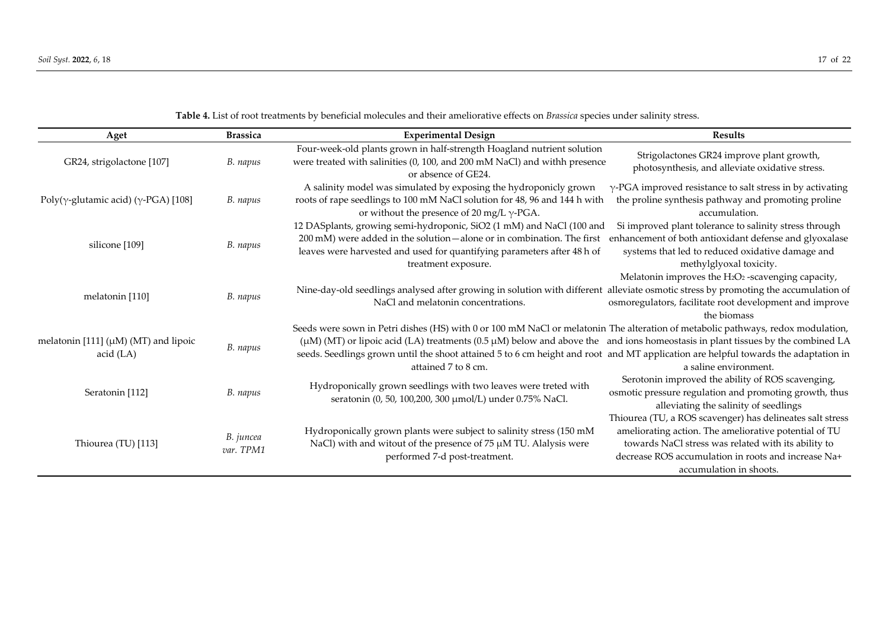**Table 4.** List of root treatments by beneficial molecules and their ameliorative effects on *Brassica* species under salinity stress.

| Aget | Brassica | Experimental Design | Results |
|---|---|---|---|
| GR24, strigolactone [107] | *B. napus* | Four-week-old plants grown in half-strength Hoagland nutrient solution were treated with salinities (0, 100, and 200 mM NaCl) and withh presence or absence of GE24. | Strigolactones GR24 improve plant growth, photosynthesis, and alleviate oxidative stress. |
| Poly(γ-glutamic acid) (γ-PGA) [108] | *B. napus* | A salinity model was simulated by exposing the hydroponicly grown roots of rape seedlings to 100 mM NaCl solution for 48, 96 and 144 h with or without the presence of 20 mg/L γ-PGA. | γ-PGA improved resistance to salt stress in by activating the proline synthesis pathway and promoting proline accumulation. |
| silicone [109] | *B. napus* | 12 DASplants, growing semi-hydroponic, SiO2 (1 mM) and NaCl (100 and 200 mM) were added in the solution—alone or in combination. The first leaves were harvested and used for quantifying parameters after 48 h of treatment exposure. | Si improved plant tolerance to salinity stress through enhancement of both antioxidant defense and glyoxalase systems that led to reduced oxidative damage and methylglyoxal toxicity. |
| melatonin [110] | *B. napus* | Nine-day-old seedlings analysed after growing in solution with different NaCl and melatonin concentrations. | Melatonin improves the $H_2O_2$ -scavenging capacity, alleviate osmotic stress by promoting the accumulation of osmoregulators, facilitate root development and improve the biomass |
| melatonin [111] (μM) (MT) and lipoic acid (LA) | *B. napus* | Seeds were sown in Petri dishes (HS) with 0 or 100 mM NaCl or melatonin (μM) (MT) or lipoic acid (LA) treatments (0.5 μM) below and above the seeds. Seedlings grown until the shoot attained 5 to 6 cm height and root attained 7 to 8 cm. | The alteration of metabolic pathways, redox modulation, and ions homeostasis in plant tissues by the combined LA and MT application are helpful towards the adaptation in a saline environment. |
| Seratonin [112] | *B. napus* | Hydroponically grown seedlings with two leaves were treted with seratonin (0, 50, 100,200, 300 μmol/L) under 0.75% NaCl. | Serotonin improved the ability of ROS scavenging, osmotic pressure regulation and promoting growth, thus alleviating the salinity of seedlings |
| Thiourea (TU) [113] | *B. juncea var. TPM1* | Hydroponically grown plants were subject to salinity stress (150 mM NaCl) with and witout of the presence of 75 μM TU. Alalysis were performed 7-d post-treatment. | Thiourea (TU, a ROS scavenger) has delineates salt stress ameliorating action. The ameliorative potential of TU towards NaCl stress was related with its ability to decrease ROS accumulation in roots and increase Na+ accumulation in shoots. |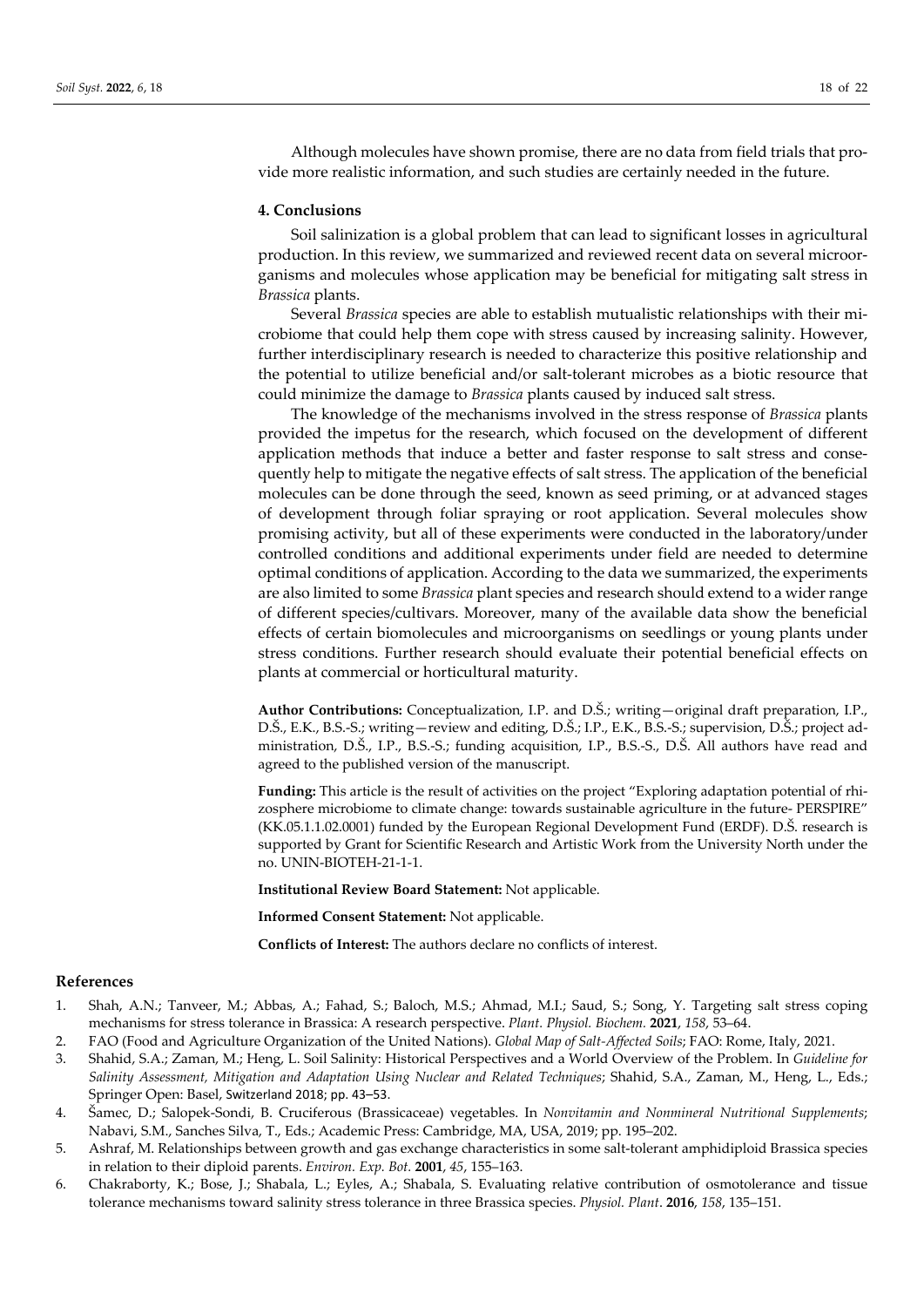Although molecules have shown promise, there are no data from field trials that provide more realistic information, and such studies are certainly needed in the future.

## 4. Conclusions

Soil salinization is a global problem that can lead to significant losses in agricultural production. In this review, we summarized and reviewed recent data on several microorganisms and molecules whose application may be beneficial for mitigating salt stress in *Brassica* plants.

Several *Brassica* species are able to establish mutualistic relationships with their microbiome that could help them cope with stress caused by increasing salinity. However, further interdisciplinary research is needed to characterize this positive relationship and the potential to utilize beneficial and/or salt-tolerant microbes as a biotic resource that could minimize the damage to *Brassica* plants caused by induced salt stress.

The knowledge of the mechanisms involved in the stress response of *Brassica* plants provided the impetus for the research, which focused on the development of different application methods that induce a better and faster response to salt stress and consequently help to mitigate the negative effects of salt stress. The application of the beneficial molecules can be done through the seed, known as seed priming, or at advanced stages of development through foliar spraying or root application. Several molecules show promising activity, but all of these experiments were conducted in the laboratory/under controlled conditions and additional experiments under field are needed to determine optimal conditions of application. According to the data we summarized, the experiments are also limited to some *Brassica* plant species and research should extend to a wider range of different species/cultivars. Moreover, many of the available data show the beneficial effects of certain biomolecules and microorganisms on seedlings or young plants under stress conditions. Further research should evaluate their potential beneficial effects on plants at commercial or horticultural maturity.

**Author Contributions:** Conceptualization, I.P. and D.Š.; writing—original draft preparation, I.P., D.Š., E.K., B.S.-S.; writing—review and editing, D.Š.; I.P., E.K., B.S.-S.; supervision, D.Š.; project administration, D.Š., I.P., B.S.-S.; funding acquisition, I.P., B.S.-S., D.Š. All authors have read and agreed to the published version of the manuscript.

**Funding:** This article is the result of activities on the project "Exploring adaptation potential of rhizosphere microbiome to climate change: towards sustainable agriculture in the future- PERSPIRE" (KK.05.1.1.02.0001) funded by the European Regional Development Fund (ERDF). D.Š. research is supported by Grant for Scientific Research and Artistic Work from the University North under the no. UNIN-BIOTEH-21-1-1.

**Institutional Review Board Statement:** Not applicable.

**Informed Consent Statement:** Not applicable.

**Conflicts of Interest:** The authors declare no conflicts of interest.

## References

1. Shah, A.N.; Tanveer, M.; Abbas, A.; Fahad, S.; Baloch, M.S.; Ahmad, M.I.; Saud, S.; Song, Y. Targeting salt stress coping mechanisms for stress tolerance in Brassica: A research perspective. *Plant. Physiol. Biochem.* **2021**, *158*, 53–64.
2. FAO (Food and Agriculture Organization of the United Nations). *Global Map of Salt-Affected Soils*; FAO: Rome, Italy, 2021.
3. Shahid, S.A.; Zaman, M.; Heng, L. Soil Salinity: Historical Perspectives and a World Overview of the Problem. In *Guideline for Salinity Assessment, Mitigation and Adaptation Using Nuclear and Related Techniques*; Shahid, S.A., Zaman, M., Heng, L., Eds.; Springer Open: Basel, Switzerland 2018; pp. 43–53.
4. Šamec, D.; Salopek-Sondi, B. Cruciferous (Brassicaceae) vegetables. In *Nonvitamin and Nonmineral Nutritional Supplements*; Nabavi, S.M., Sanches Silva, T., Eds.; Academic Press: Cambridge, MA, USA, 2019; pp. 195–202.
5. Ashraf, M. Relationships between growth and gas exchange characteristics in some salt-tolerant amphidiploid Brassica species in relation to their diploid parents. *Environ. Exp. Bot.* **2001**, *45*, 155–163.
6. Chakraborty, K.; Bose, J.; Shabala, L.; Eyles, A.; Shabala, S. Evaluating relative contribution of osmotolerance and tissue tolerance mechanisms toward salinity stress tolerance in three Brassica species. *Physiol. Plant*. **2016**, *158*, 135–151.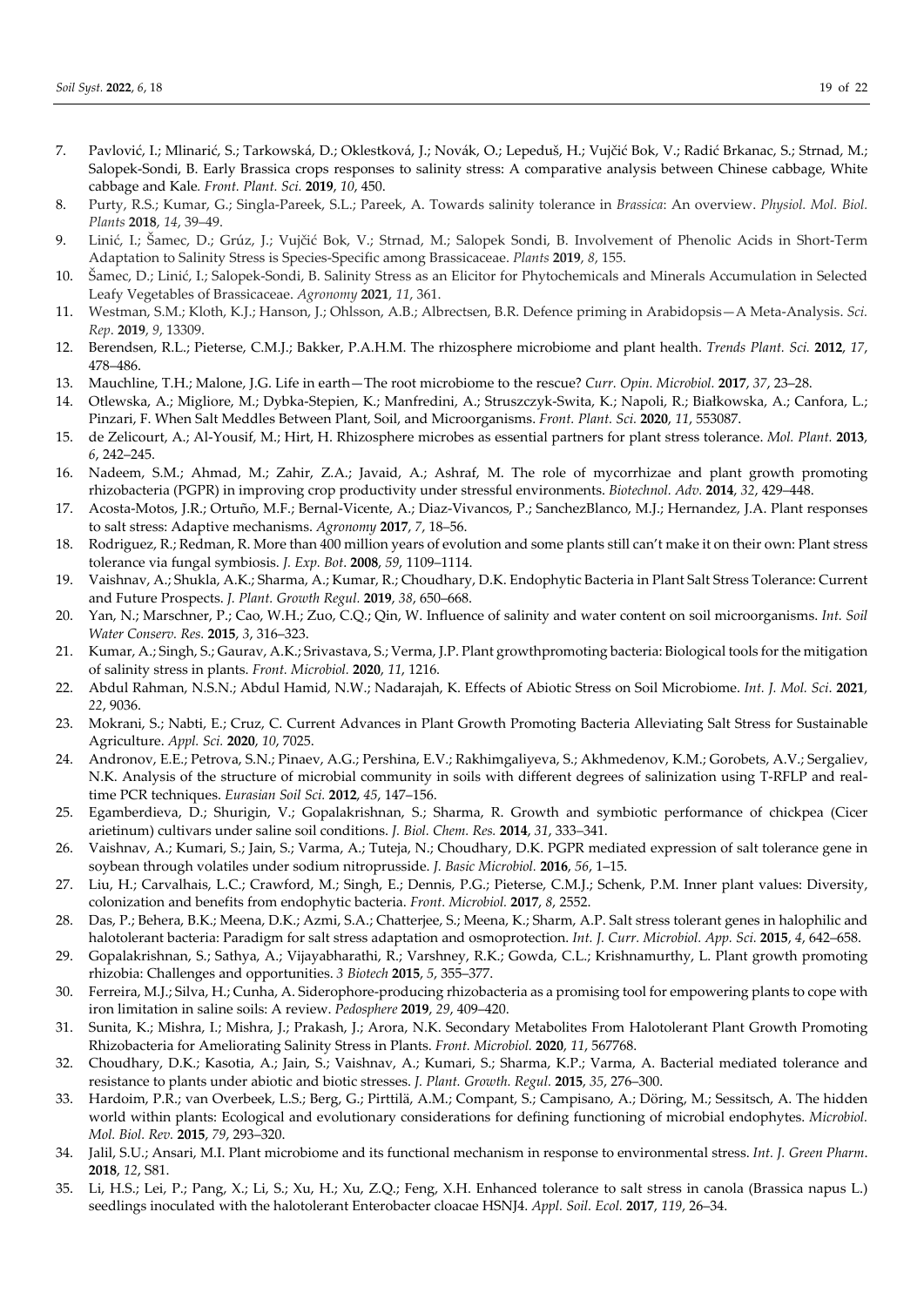7. Pavlović, I.; Mlinarić, S.; Tarkowská, D.; Oklestková, J.; Novák, O.; Lepeduš, H.; Vujčić Bok, V.; Radić Brkanac, S.; Strnad, M.; Salopek-Sondi, B. Early Brassica crops responses to salinity stress: A comparative analysis between Chinese cabbage, White cabbage and Kale. *Front. Plant. Sci.* **2019**, *10*, 450.
8. Purty, R.S.; Kumar, G.; Singla-Pareek, S.L.; Pareek, A. Towards salinity tolerance in *Brassica*: An overview. *Physiol. Mol. Biol. Plants* **2018**, *14*, 39–49.
9. Linić, I.; Šamec, D.; Grúz, J.; Vujčić Bok, V.; Strnad, M.; Salopek Sondi, B. Involvement of Phenolic Acids in Short-Term Adaptation to Salinity Stress is Species-Specific among Brassicaceae. *Plants* **2019**, *8*, 155.
10. Šamec, D.; Linić, I.; Salopek-Sondi, B. Salinity Stress as an Elicitor for Phytochemicals and Minerals Accumulation in Selected Leafy Vegetables of Brassicaceae. *Agronomy* **2021**, *11*, 361.
11. Westman, S.M.; Kloth, K.J.; Hanson, J.; Ohlsson, A.B.; Albrectsen, B.R. Defence priming in Arabidopsis—A Meta-Analysis. *Sci. Rep.* **2019**, *9*, 13309.
12. Berendsen, R.L.; Pieterse, C.M.J.; Bakker, P.A.H.M. The rhizosphere microbiome and plant health. *Trends Plant. Sci.* **2012**, *17*, 478–486.
13. Mauchline, T.H.; Malone, J.G. Life in earth—The root microbiome to the rescue? *Curr. Opin. Microbiol.* **2017**, *37*, 23–28.
14. Otlewska, A.; Migliore, M.; Dybka-Stepien, K.; Manfredini, A.; Struszczyk-Swita, K.; Napoli, R.; Białkowska, A.; Canfora, L.; Pinzari, F. When Salt Meddles Between Plant, Soil, and Microorganisms. *Front. Plant. Sci.* **2020**, *11*, 553087.
15. de Zelicourt, A.; Al-Yousif, M.; Hirt, H. Rhizosphere microbes as essential partners for plant stress tolerance. *Mol. Plant.* **2013**, *6*, 242–245.
16. Nadeem, S.M.; Ahmad, M.; Zahir, Z.A.; Javaid, A.; Ashraf, M. The role of mycorrhizae and plant growth promoting rhizobacteria (PGPR) in improving crop productivity under stressful environments. *Biotechnol. Adv.* **2014**, *32*, 429–448.
17. Acosta-Motos, J.R.; Ortuño, M.F.; Bernal-Vicente, A.; Diaz-Vivancos, P.; SanchezBlanco, M.J.; Hernandez, J.A. Plant responses to salt stress: Adaptive mechanisms. *Agronomy* **2017**, *7*, 18–56.
18. Rodriguez, R.; Redman, R. More than 400 million years of evolution and some plants still can't make it on their own: Plant stress tolerance via fungal symbiosis. *J. Exp. Bot.* **2008**, *59*, 1109–1114.
19. Vaishnav, A.; Shukla, A.K.; Sharma, A.; Kumar, R.; Choudhary, D.K. Endophytic Bacteria in Plant Salt Stress Tolerance: Current and Future Prospects. *J. Plant. Growth Regul.* **2019**, *38*, 650–668.
20. Yan, N.; Marschner, P.; Cao, W.H.; Zuo, C.Q.; Qin, W. Influence of salinity and water content on soil microorganisms. *Int. Soil Water Conserv. Res.* **2015**, *3*, 316–323.
21. Kumar, A.; Singh, S.; Gaurav, A.K.; Srivastava, S.; Verma, J.P. Plant growthpromoting bacteria: Biological tools for the mitigation of salinity stress in plants. *Front. Microbiol.* **2020**, *11*, 1216.
22. Abdul Rahman, N.S.N.; Abdul Hamid, N.W.; Nadarajah, K. Effects of Abiotic Stress on Soil Microbiome. *Int. J. Mol. Sci.* **2021**, *22*, 9036.
23. Mokrani, S.; Nabti, E.; Cruz, C. Current Advances in Plant Growth Promoting Bacteria Alleviating Salt Stress for Sustainable Agriculture. *Appl. Sci.* **2020**, *10*, 7025.
24. Andronov, E.E.; Petrova, S.N.; Pinaev, A.G.; Pershina, E.V.; Rakhimgaliyeva, S.; Akhmedenov, K.M.; Gorobets, A.V.; Sergaliev, N.K. Analysis of the structure of microbial community in soils with different degrees of salinization using T-RFLP and real-time PCR techniques. *Eurasian Soil Sci.* **2012**, *45*, 147–156.
25. Egamberdieva, D.; Shurigin, V.; Gopalakrishnan, S.; Sharma, R. Growth and symbiotic performance of chickpea (Cicer arietinum) cultivars under saline soil conditions. *J. Biol. Chem. Res.* **2014**, *31*, 333–341.
26. Vaishnav, A.; Kumari, S.; Jain, S.; Varma, A.; Tuteja, N.; Choudhary, D.K. PGPR mediated expression of salt tolerance gene in soybean through volatiles under sodium nitroprusside. *J. Basic Microbiol.* **2016**, *56*, 1–15.
27. Liu, H.; Carvalhais, L.C.; Crawford, M.; Singh, E.; Dennis, P.G.; Pieterse, C.M.J.; Schenk, P.M. Inner plant values: Diversity, colonization and benefits from endophytic bacteria. *Front. Microbiol.* **2017**, *8*, 2552.
28. Das, P.; Behera, B.K.; Meena, D.K.; Azmi, S.A.; Chatterjee, S.; Meena, K.; Sharm, A.P. Salt stress tolerant genes in halophilic and halotolerant bacteria: Paradigm for salt stress adaptation and osmoprotection. *Int. J. Curr. Microbiol. App. Sci.* **2015**, *4*, 642–658.
29. Gopalakrishnan, S.; Sathya, A.; Vijayabharathi, R.; Varshney, R.K.; Gowda, C.L.; Krishnamurthy, L. Plant growth promoting rhizobia: Challenges and opportunities. *3 Biotech* **2015**, *5*, 355–377.
30. Ferreira, M.J.; Silva, H.; Cunha, A. Siderophore-producing rhizobacteria as a promising tool for empowering plants to cope with iron limitation in saline soils: A review. *Pedosphere* **2019**, *29*, 409–420.
31. Sunita, K.; Mishra, I.; Mishra, J.; Prakash, J.; Arora, N.K. Secondary Metabolites From Halotolerant Plant Growth Promoting Rhizobacteria for Ameliorating Salinity Stress in Plants. *Front. Microbiol.* **2020**, *11*, 567768.
32. Choudhary, D.K.; Kasotia, A.; Jain, S.; Vaishnav, A.; Kumari, S.; Sharma, K.P.; Varma, A. Bacterial mediated tolerance and resistance to plants under abiotic and biotic stresses. *J. Plant. Growth. Regul.* **2015**, *35*, 276–300.
33. Hardoim, P.R.; van Overbeek, L.S.; Berg, G.; Pirttilä, A.M.; Compant, S.; Campisano, A.; Döring, M.; Sessitsch, A. The hidden world within plants: Ecological and evolutionary considerations for defining functioning of microbial endophytes. *Microbiol. Mol. Biol. Rev.* **2015**, *79*, 293–320.
34. Jalil, S.U.; Ansari, M.I. Plant microbiome and its functional mechanism in response to environmental stress. *Int. J. Green Pharm.* **2018**, *12*, S81.
35. Li, H.S.; Lei, P.; Pang, X.; Li, S.; Xu, H.; Xu, Z.Q.; Feng, X.H. Enhanced tolerance to salt stress in canola (Brassica napus L.) seedlings inoculated with the halotolerant Enterobacter cloacae HSNJ4. *Appl. Soil. Ecol.* **2017**, *119*, 26–34.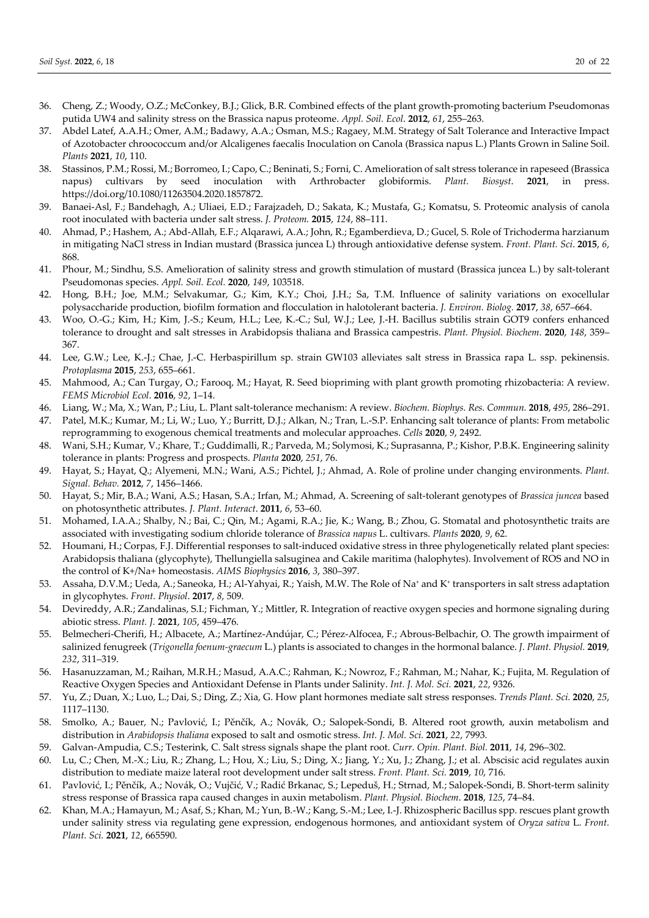36. Cheng, Z.; Woody, O.Z.; McConkey, B.J.; Glick, B.R. Combined effects of the plant growth-promoting bacterium Pseudomonas putida UW4 and salinity stress on the Brassica napus proteome. *Appl. Soil. Ecol*. **2012**, *61*, 255–263.
37. Abdel Latef, A.A.H.; Omer, A.M.; Badawy, A.A.; Osman, M.S.; Ragaey, M.M. Strategy of Salt Tolerance and Interactive Impact of Azotobacter chroococcum and/or Alcaligenes faecalis Inoculation on Canola (Brassica napus L.) Plants Grown in Saline Soil. *Plants* **2021**, *10*, 110.
38. Stassinos, P.M.; Rossi, M.; Borromeo, I.; Capo, C.; Beninati, S.; Forni, C. Amelioration of salt stress tolerance in rapeseed (Brassica napus) cultivars by seed inoculation with Arthrobacter globiformis. *Plant. Biosyst*. **2021**, in press. https://doi.org/10.1080/11263504.2020.1857872.
39. Banaei-Asl, F.; Bandehagh, A.; Uliaei, E.D.; Farajzadeh, D.; Sakata, K.; Mustafa, G.; Komatsu, S. Proteomic analysis of canola root inoculated with bacteria under salt stress. *J. Proteom.* **2015**, *124*, 88–111.
40. Ahmad, P.; Hashem, A.; Abd-Allah, E.F.; Alqarawi, A.A.; John, R.; Egamberdieva, D.; Gucel, S. Role of Trichoderma harzianum in mitigating NaCl stress in Indian mustard (Brassica juncea L) through antioxidative defense system. *Front. Plant. Sci*. **2015**, *6*, 868.
41. Phour, M.; Sindhu, S.S. Amelioration of salinity stress and growth stimulation of mustard (Brassica juncea L.) by salt-tolerant Pseudomonas species. *Appl. Soil. Ecol.* **2020**, *149*, 103518.
42. Hong, B.H.; Joe, M.M.; Selvakumar, G.; Kim, K.Y.; Choi, J.H.; Sa, T.M. Influence of salinity variations on exocellular polysaccharide production, biofilm formation and flocculation in halotolerant bacteria. *J. Environ. Biolog.* **2017**, *38*, 657–664.
43. Woo, O.-G.; Kim, H.; Kim, J.-S.; Keum, H.L.; Lee, K.-C.; Sul, W.J.; Lee, J.-H. Bacillus subtilis strain GOT9 confers enhanced tolerance to drought and salt stresses in Arabidopsis thaliana and Brassica campestris. *Plant. Physiol. Biochem*. **2020**, *148*, 359–367.
44. Lee, G.W.; Lee, K.-J.; Chae, J.-C. Herbaspirillum sp. strain GW103 alleviates salt stress in Brassica rapa L. ssp. pekinensis. *Protoplasma* **2015**, *253*, 655–661.
45. Mahmood, A.; Can Turgay, O.; Farooq, M.; Hayat, R. Seed biopriming with plant growth promoting rhizobacteria: A review. *FEMS Microbiol Ecol*. **2016**, *92*, 1–14.
46. Liang, W.; Ma, X.; Wan, P.; Liu, L. Plant salt-tolerance mechanism: A review. *Biochem. Biophys. Res. Commun.* **2018**, *495*, 286–291.
47. Patel, M.K.; Kumar, M.; Li, W.; Luo, Y.; Burritt, D.J.; Alkan, N.; Tran, L.-S.P. Enhancing salt tolerance of plants: From metabolic reprogramming to exogenous chemical treatments and molecular approaches. *Cells* **2020**, *9*, 2492.
48. Wani, S.H.; Kumar, V.; Khare, T.; Guddimalli, R.; Parveda, M.; Solymosi, K.; Suprasanna, P.; Kishor, P.B.K. Engineering salinity tolerance in plants: Progress and prospects. *Planta* **2020**, *251*, 76.
49. Hayat, S.; Hayat, Q.; Alyemeni, M.N.; Wani, A.S.; Pichtel, J.; Ahmad, A. Role of proline under changing environments. *Plant. Signal. Behav.* **2012**, *7*, 1456–1466.
50. Hayat, S.; Mir, B.A.; Wani, A.S.; Hasan, S.A.; Irfan, M.; Ahmad, A. Screening of salt-tolerant genotypes of *Brassica juncea* based on photosynthetic attributes. *J. Plant. Interact*. **2011**, *6*, 53–60.
51. Mohamed, I.A.A.; Shalby, N.; Bai, C.; Qin, M.; Agami, R.A.; Jie, K.; Wang, B.; Zhou, G. Stomatal and photosynthetic traits are associated with investigating sodium chloride tolerance of *Brassica napus* L. cultivars. *Plants* **2020**, *9*, 62.
52. Houmani, H.; Corpas, F.J. Differential responses to salt-induced oxidative stress in three phylogenetically related plant species: Arabidopsis thaliana (glycophyte), Thellungiella salsuginea and Cakile maritima (halophytes). Involvement of ROS and NO in the control of K+/Na+ homeostasis. *AIMS Biophysics* **2016**, *3*, 380–397.
53. Assaha, D.V.M.; Ueda, A.; Saneoka, H.; Al-Yahyai, R.; Yaish, M.W. The Role of $Na^+$ and $K^+$ transporters in salt stress adaptation in glycophytes. *Front. Physiol*. **2017**, *8*, 509.
54. Devireddy, A.R.; Zandalinas, S.I.; Fichman, Y.; Mittler, R. Integration of reactive oxygen species and hormone signaling during abiotic stress. *Plant. J.* **2021**, *105*, 459–476.
55. Belmecheri-Cherifi, H.; Albacete, A.; Martínez-Andújar, C.; Pérez-Alfocea, F.; Abrous-Belbachir, O. The growth impairment of salinized fenugreek (*Trigonella foenum-graecum* L.) plants is associated to changes in the hormonal balance. *J. Plant. Physiol.* **2019**, *232*, 311–319.
56. Hasanuzzaman, M.; Raihan, M.R.H.; Masud, A.A.C.; Rahman, K.; Nowroz, F.; Rahman, M.; Nahar, K.; Fujita, M. Regulation of Reactive Oxygen Species and Antioxidant Defense in Plants under Salinity. *Int. J. Mol. Sci.* **2021**, *22*, 9326.
57. Yu, Z.; Duan, X.; Luo, L.; Dai, S.; Ding, Z.; Xia, G. How plant hormones mediate salt stress responses. *Trends Plant. Sci.* **2020**, *25*, 1117–1130.
58. Smolko, A.; Bauer, N.; Pavlović, I.; Pěnčík, A.; Novák, O.; Salopek-Sondi, B. Altered root growth, auxin metabolism and distribution in *Arabidopsis thaliana* exposed to salt and osmotic stress. *Int. J. Mol. Sci.* **2021**, *22*, 7993.
59. Galvan-Ampudia, C.S.; Testerink, C. Salt stress signals shape the plant root. *Curr. Opin. Plant. Biol.* **2011**, *14*, 296–302.
60. Lu, C.; Chen, M.-X.; Liu, R.; Zhang, L.; Hou, X.; Liu, S.; Ding, X.; Jiang, Y.; Xu, J.; Zhang, J.; et al. Abscisic acid regulates auxin distribution to mediate maize lateral root development under salt stress. *Front. Plant. Sci.* **2019**, *10*, 716.
61. Pavlović, I.; Pěnčík, A.; Novák, O.; Vujčić, V.; Radić Brkanac, S.; Lepeduš, H.; Strnad, M.; Salopek-Sondi, B. Short-term salinity stress response of Brassica rapa caused changes in auxin metabolism. *Plant. Physiol. Biochem*. **2018**, *125*, 74–84.
62. Khan, M.A.; Hamayun, M.; Asaf, S.; Khan, M.; Yun, B.-W.; Kang, S.-M.; Lee, I.-J. Rhizospheric Bacillus spp. rescues plant growth under salinity stress via regulating gene expression, endogenous hormones, and antioxidant system of *Oryza sativa* L. *Front. Plant. Sci.* **2021**, *12*, 665590.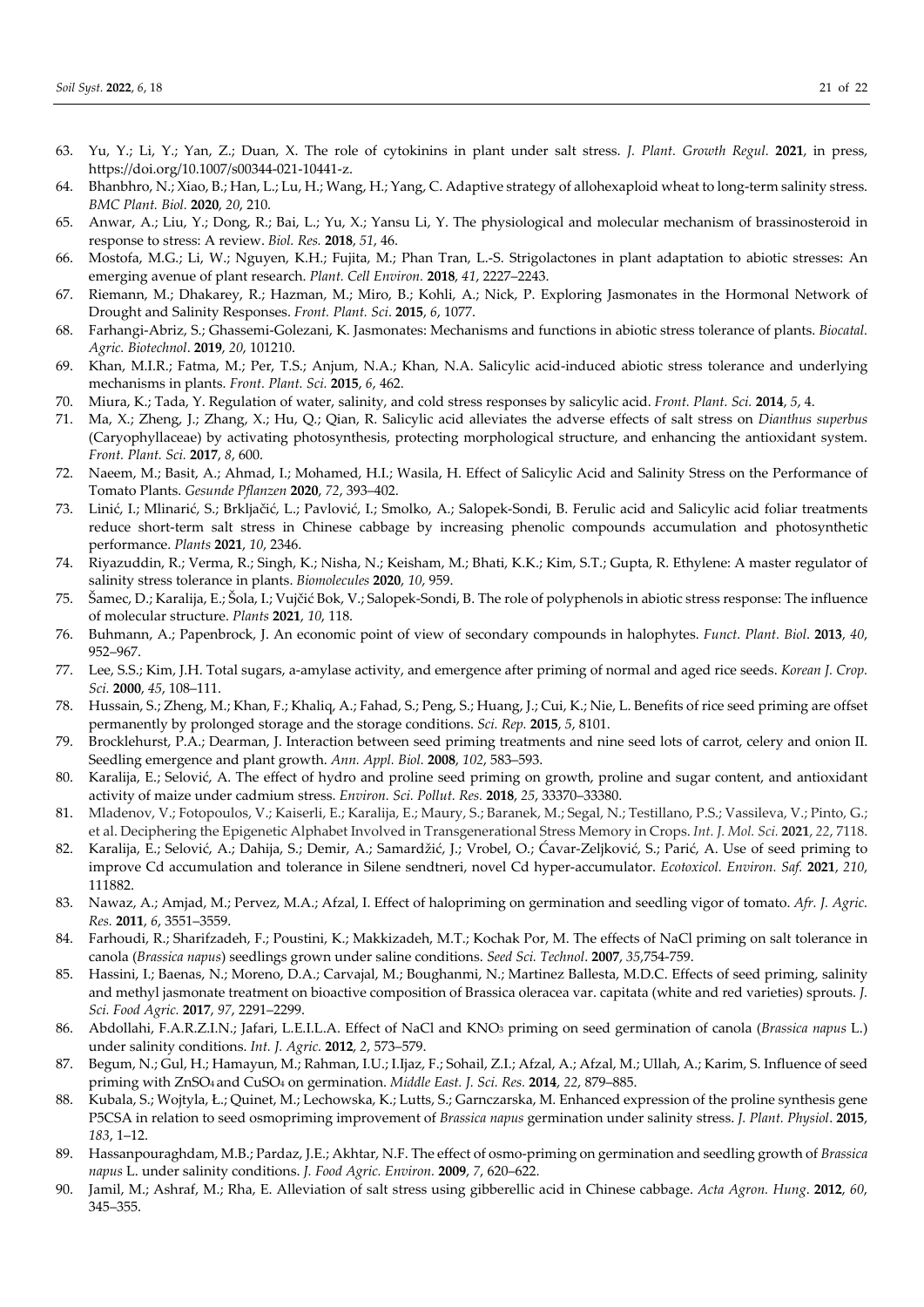63. Yu, Y.; Li, Y.; Yan, Z.; Duan, X. The role of cytokinins in plant under salt stress. *J. Plant. Growth Regul.* **2021**, in press, https://doi.org/10.1007/s00344-021-10441-z.
64. Bhanbhro, N.; Xiao, B.; Han, L.; Lu, H.; Wang, H.; Yang, C. Adaptive strategy of allohexaploid wheat to long-term salinity stress. *BMC Plant. Biol.* **2020**, *20*, 210.
65. Anwar, A.; Liu, Y.; Dong, R.; Bai, L.; Yu, X.; Yansu Li, Y. The physiological and molecular mechanism of brassinosteroid in response to stress: A review. *Biol. Res.* **2018**, *51*, 46.
66. Mostofa, M.G.; Li, W.; Nguyen, K.H.; Fujita, M.; Phan Tran, L.-S. Strigolactones in plant adaptation to abiotic stresses: An emerging avenue of plant research. *Plant. Cell Environ.* **2018**, *41*, 2227–2243.
67. Riemann, M.; Dhakarey, R.; Hazman, M.; Miro, B.; Kohli, A.; Nick, P. Exploring Jasmonates in the Hormonal Network of Drought and Salinity Responses. *Front. Plant. Sci*. **2015**, *6*, 1077.
68. Farhangi-Abriz, S.; Ghassemi-Golezani, K. Jasmonates: Mechanisms and functions in abiotic stress tolerance of plants. *Biocatal. Agric. Biotechnol*. **2019**, *20*, 101210.
69. Khan, M.I.R.; Fatma, M.; Per, T.S.; Anjum, N.A.; Khan, N.A. Salicylic acid-induced abiotic stress tolerance and underlying mechanisms in plants. *Front. Plant. Sci.* **2015**, *6*, 462.
70. Miura, K.; Tada, Y. Regulation of water, salinity, and cold stress responses by salicylic acid. *Front. Plant. Sci.* **2014**, *5*, 4.
71. Ma, X.; Zheng, J.; Zhang, X.; Hu, Q.; Qian, R. Salicylic acid alleviates the adverse effects of salt stress on *Dianthus superbus* (Caryophyllaceae) by activating photosynthesis, protecting morphological structure, and enhancing the antioxidant system. *Front. Plant. Sci.* **2017**, *8*, 600.
72. Naeem, M.; Basit, A.; Ahmad, I.; Mohamed, H.I.; Wasila, H. Effect of Salicylic Acid and Salinity Stress on the Performance of Tomato Plants. *Gesunde Pflanzen* **2020**, *72*, 393–402.
73. Linić, I.; Mlinarić, S.; Brkljačić, L.; Pavlović, I.; Smolko, A.; Salopek-Sondi, B. Ferulic acid and Salicylic acid foliar treatments reduce short-term salt stress in Chinese cabbage by increasing phenolic compounds accumulation and photosynthetic performance. *Plants* **2021**, *10*, 2346.
74. Riyazuddin, R.; Verma, R.; Singh, K.; Nisha, N.; Keisham, M.; Bhati, K.K.; Kim, S.T.; Gupta, R. Ethylene: A master regulator of salinity stress tolerance in plants. *Biomolecules* **2020**, *10*, 959.
75. Šamec, D.; Karalija, E.; Šola, I.; Vujčić Bok, V.; Salopek-Sondi, B. The role of polyphenols in abiotic stress response: The influence of molecular structure. *Plants* **2021**, *10*, 118.
76. Buhmann, A.; Papenbrock, J. An economic point of view of secondary compounds in halophytes. *Funct. Plant. Biol*. **2013**, *40*, 952–967.
77. Lee, S.S.; Kim, J.H. Total sugars, a-amylase activity, and emergence after priming of normal and aged rice seeds. *Korean J. Crop. Sci.* **2000**, *45*, 108–111.
78. Hussain, S.; Zheng, M.; Khan, F.; Khaliq, A.; Fahad, S.; Peng, S.; Huang, J.; Cui, K.; Nie, L. Benefits of rice seed priming are offset permanently by prolonged storage and the storage conditions. *Sci. Rep.* **2015**, *5*, 8101.
79. Brocklehurst, P.A.; Dearman, J. Interaction between seed priming treatments and nine seed lots of carrot, celery and onion II. Seedling emergence and plant growth. *Ann. Appl. Biol.* **2008**, *102*, 583–593.
80. Karalija, E.; Selović, A. The effect of hydro and proline seed priming on growth, proline and sugar content, and antioxidant activity of maize under cadmium stress. *Environ. Sci. Pollut. Res.* **2018**, *25*, 33370–33380.
81. Mladenov, V.; Fotopoulos, V.; Kaiserli, E.; Karalija, E.; Maury, S.; Baranek, M.; Segal, N.; Testillano, P.S.; Vassileva, V.; Pinto, G.; et al. Deciphering the Epigenetic Alphabet Involved in Transgenerational Stress Memory in Crops. *Int. J. Mol. Sci.* **2021**, *22*, 7118.
82. Karalija, E.; Selović, A.; Dahija, S.; Demir, A.; Samardžić, J.; Vrobel, O.; Ćavar-Zeljković, S.; Parić, A. Use of seed priming to improve Cd accumulation and tolerance in Silene sendtneri, novel Cd hyper-accumulator. *Ecotoxicol. Environ. Saf.* **2021**, *210*, 111882.
83. Nawaz, A.; Amjad, M.; Pervez, M.A.; Afzal, I. Effect of halopriming on germination and seedling vigor of tomato. *Afr. J. Agric. Res.* **2011**, *6*, 3551–3559.
84. Farhoudi, R.; Sharifzadeh, F.; Poustini, K.; Makkizadeh, M.T.; Kochak Por, M. The effects of NaCl priming on salt tolerance in canola (*Brassica napus*) seedlings grown under saline conditions. *Seed Sci. Technol*. **2007**, *35*,754-759.
85. Hassini, I.; Baenas, N.; Moreno, D.A.; Carvajal, M.; Boughanmi, N.; Martinez Ballesta, M.D.C. Effects of seed priming, salinity and methyl jasmonate treatment on bioactive composition of Brassica oleracea var. capitata (white and red varieties) sprouts. *J. Sci. Food Agric.* **2017**, *97*, 2291–2299.
86. Abdollahi, F.A.R.Z.I.N.; Jafari, L.E.I.L.A. Effect of NaCl and $KNO_3$ priming on seed germination of canola (*Brassica napus* L.) under salinity conditions. *Int. J. Agric.* **2012**, *2*, 573–579.
87. Begum, N.; Gul, H.; Hamayun, M.; Rahman, I.U.; I.Ijaz, F.; Sohail, Z.I.; Afzal, A.; Afzal, M.; Ullah, A.; Karim, S. Influence of seed priming with $ZnSO_4$ and $CuSO_4$ on germination. *Middle East. J. Sci. Res.* **2014**, *22*, 879–885.
88. Kubala, S.; Wojtyla, Ł.; Quinet, M.; Lechowska, K.; Lutts, S.; Garnczarska, M. Enhanced expression of the proline synthesis gene P5CSA in relation to seed osmopriming improvement of *Brassica napus* germination under salinity stress. *J. Plant. Physiol*. **2015**, *183*, 1–12.
89. Hassanpouraghdam, M.B.; Pardaz, J.E.; Akhtar, N.F. The effect of osmo-priming on germination and seedling growth of *Brassica napus* L. under salinity conditions. *J. Food Agric. Environ.* **2009**, *7*, 620–622.
90. Jamil, M.; Ashraf, M.; Rha, E. Alleviation of salt stress using gibberellic acid in Chinese cabbage. *Acta Agron. Hung*. **2012**, *60*, 345–355.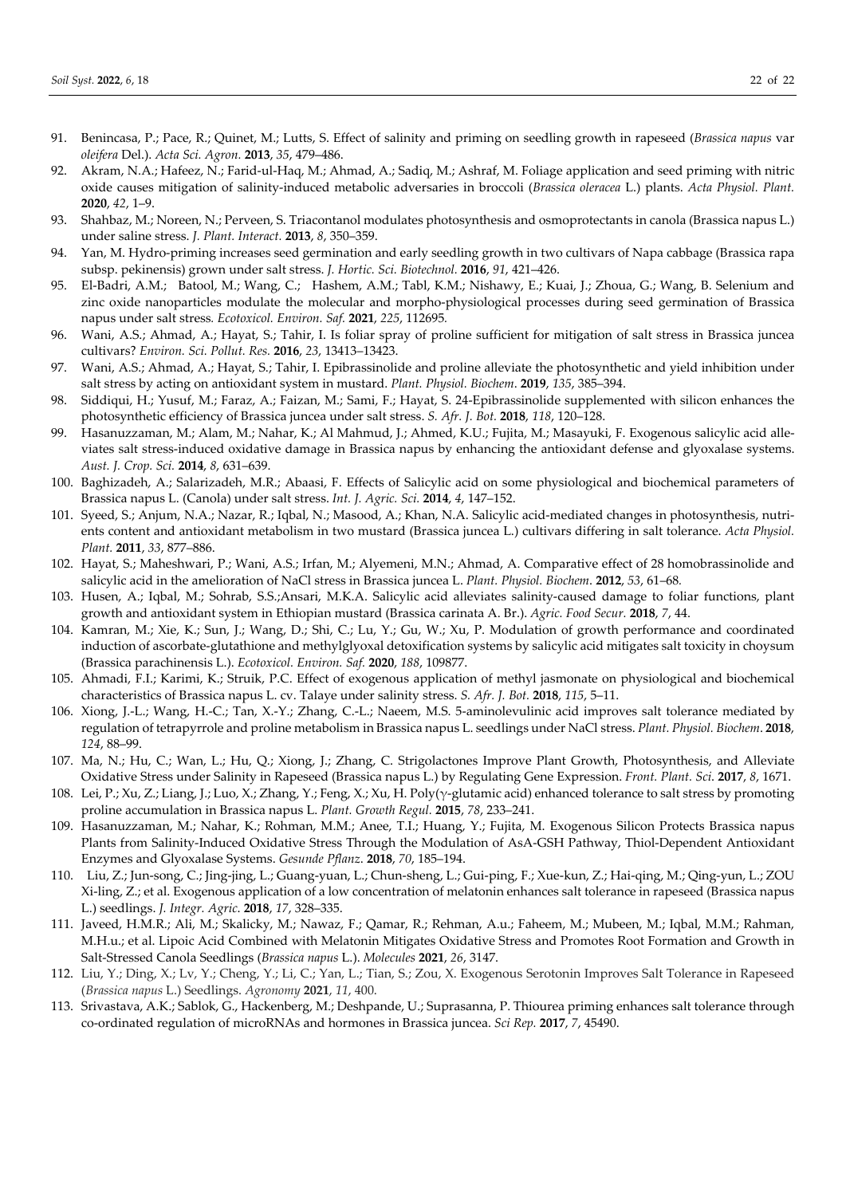91. Benincasa, P.; Pace, R.; Quinet, M.; Lutts, S. Effect of salinity and priming on seedling growth in rapeseed (*Brassica napus* var *oleifera* Del.). *Acta Sci. Agron.* **2013**, *35*, 479–486.
92. Akram, N.A.; Hafeez, N.; Farid-ul-Haq, M.; Ahmad, A.; Sadiq, M.; Ashraf, M. Foliage application and seed priming with nitric oxide causes mitigation of salinity-induced metabolic adversaries in broccoli (*Brassica oleracea* L.) plants. *Acta Physiol. Plant.* **2020**, *42*, 1–9.
93. Shahbaz, M.; Noreen, N.; Perveen, S. Triacontanol modulates photosynthesis and osmoprotectants in canola (Brassica napus L.) under saline stress. *J. Plant. Interact.* **2013**, *8*, 350–359.
94. Yan, M. Hydro-priming increases seed germination and early seedling growth in two cultivars of Napa cabbage (Brassica rapa subsp. pekinensis) grown under salt stress. *J. Hortic. Sci. Biotechnol.* **2016**, *91*, 421–426.
95. El-Badri, A.M.; Batool, M.; Wang, C.; Hashem, A.M.; Tabl, K.M.; Nishawy, E.; Kuai, J.; Zhoua, G.; Wang, B. Selenium and zinc oxide nanoparticles modulate the molecular and morpho-physiological processes during seed germination of Brassica napus under salt stress. *Ecotoxicol. Environ. Saf.* **2021**, *225*, 112695.
96. Wani, A.S.; Ahmad, A.; Hayat, S.; Tahir, I. Is foliar spray of proline sufficient for mitigation of salt stress in Brassica juncea cultivars? *Environ. Sci. Pollut. Res.* **2016**, *23*, 13413–13423.
97. Wani, A.S.; Ahmad, A.; Hayat, S.; Tahir, I. Epibrassinolide and proline alleviate the photosynthetic and yield inhibition under salt stress by acting on antioxidant system in mustard. *Plant. Physiol. Biochem*. **2019**, *135*, 385–394.
98. Siddiqui, H.; Yusuf, M.; Faraz, A.; Faizan, M.; Sami, F.; Hayat, S. 24-Epibrassinolide supplemented with silicon enhances the photosynthetic efficiency of Brassica juncea under salt stress. *S. Afr. J. Bot.* **2018**, *118*, 120–128.
99. Hasanuzzaman, M.; Alam, M.; Nahar, K.; Al Mahmud, J.; Ahmed, K.U.; Fujita, M.; Masayuki, F. Exogenous salicylic acid alleviates salt stress-induced oxidative damage in Brassica napus by enhancing the antioxidant defense and glyoxalase systems. *Aust. J. Crop. Sci.* **2014**, *8*, 631–639.
100. Baghizadeh, A.; Salarizadeh, M.R.; Abaasi, F. Effects of Salicylic acid on some physiological and biochemical parameters of Brassica napus L. (Canola) under salt stress. *Int. J. Agric. Sci.* **2014**, *4*, 147–152.
101. Syeed, S.; Anjum, N.A.; Nazar, R.; Iqbal, N.; Masood, A.; Khan, N.A. Salicylic acid-mediated changes in photosynthesis, nutrients content and antioxidant metabolism in two mustard (Brassica juncea L.) cultivars differing in salt tolerance. *Acta Physiol. Plant.* **2011**, *33*, 877–886.
102. Hayat, S.; Maheshwari, P.; Wani, A.S.; Irfan, M.; Alyemeni, M.N.; Ahmad, A. Comparative effect of 28 homobrassinolide and salicylic acid in the amelioration of NaCl stress in Brassica juncea L. *Plant. Physiol. Biochem*. **2012**, *53*, 61–68.
103. Husen, A.; Iqbal, M.; Sohrab, S.S.;Ansari, M.K.A. Salicylic acid alleviates salinity-caused damage to foliar functions, plant growth and antioxidant system in Ethiopian mustard (Brassica carinata A. Br.). *Agric. Food Secur.* **2018**, *7*, 44.
104. Kamran, M.; Xie, K.; Sun, J.; Wang, D.; Shi, C.; Lu, Y.; Gu, W.; Xu, P. Modulation of growth performance and coordinated induction of ascorbate-glutathione and methylglyoxal detoxification systems by salicylic acid mitigates salt toxicity in choysum (Brassica parachinensis L.). *Ecotoxicol. Environ. Saf.* **2020**, *188*, 109877.
105. Ahmadi, F.I.; Karimi, K.; Struik, P.C. Effect of exogenous application of methyl jasmonate on physiological and biochemical characteristics of Brassica napus L. cv. Talaye under salinity stress. *S. Afr. J. Bot*. **2018**, *115*, 5–11.
106. Xiong, J.-L.; Wang, H.-C.; Tan, X.-Y.; Zhang, C.-L.; Naeem, M.S. 5-aminolevulinic acid improves salt tolerance mediated by regulation of tetrapyrrole and proline metabolism in Brassica napus L. seedlings under NaCl stress. *Plant. Physiol. Biochem*. **2018**, *124*, 88–99.
107. Ma, N.; Hu, C.; Wan, L.; Hu, Q.; Xiong, J.; Zhang, C. Strigolactones Improve Plant Growth, Photosynthesis, and Alleviate Oxidative Stress under Salinity in Rapeseed (Brassica napus L.) by Regulating Gene Expression. *Front. Plant. Sci*. **2017**, *8*, 1671.
108. Lei, P.; Xu, Z.; Liang, J.; Luo, X.; Zhang, Y.; Feng, X.; Xu, H. Poly($\gamma$-glutamic acid) enhanced tolerance to salt stress by promoting proline accumulation in Brassica napus L. *Plant. Growth Regul.* **2015**, *78*, 233–241.
109. Hasanuzzaman, M.; Nahar, K.; Rohman, M.M.; Anee, T.I.; Huang, Y.; Fujita, M. Exogenous Silicon Protects Brassica napus Plants from Salinity-Induced Oxidative Stress Through the Modulation of AsA-GSH Pathway, Thiol-Dependent Antioxidant Enzymes and Glyoxalase Systems. *Gesunde Pflanz*. **2018**, *70*, 185–194.
110. Liu, Z.; Jun-song, C.; Jing-jing, L.; Guang-yuan, L.; Chun-sheng, L.; Gui-ping, F.; Xue-kun, Z.; Hai-qing, M.; Qing-yun, L.; ZOU Xi-ling, Z.; et al. Exogenous application of a low concentration of melatonin enhances salt tolerance in rapeseed (Brassica napus L.) seedlings. *J. Integr. Agric*. **2018**, *17*, 328–335.
111. Javeed, H.M.R.; Ali, M.; Skalicky, M.; Nawaz, F.; Qamar, R.; Rehman, A.u.; Faheem, M.; Mubeen, M.; Iqbal, M.M.; Rahman, M.H.u.; et al. Lipoic Acid Combined with Melatonin Mitigates Oxidative Stress and Promotes Root Formation and Growth in Salt-Stressed Canola Seedlings (*Brassica napus* L.). *Molecules* **2021**, *26*, 3147.
112. Liu, Y.; Ding, X.; Lv, Y.; Cheng, Y.; Li, C.; Yan, L.; Tian, S.; Zou, X. Exogenous Serotonin Improves Salt Tolerance in Rapeseed (*Brassica napus* L.) Seedlings. *Agronomy* **2021**, *11*, 400.
113. Srivastava, A.K.; Sablok, G., Hackenberg, M.; Deshpande, U.; Suprasanna, P. Thiourea priming enhances salt tolerance through co-ordinated regulation of microRNAs and hormones in Brassica juncea. *Sci Rep.* **2017**, *7*, 45490.